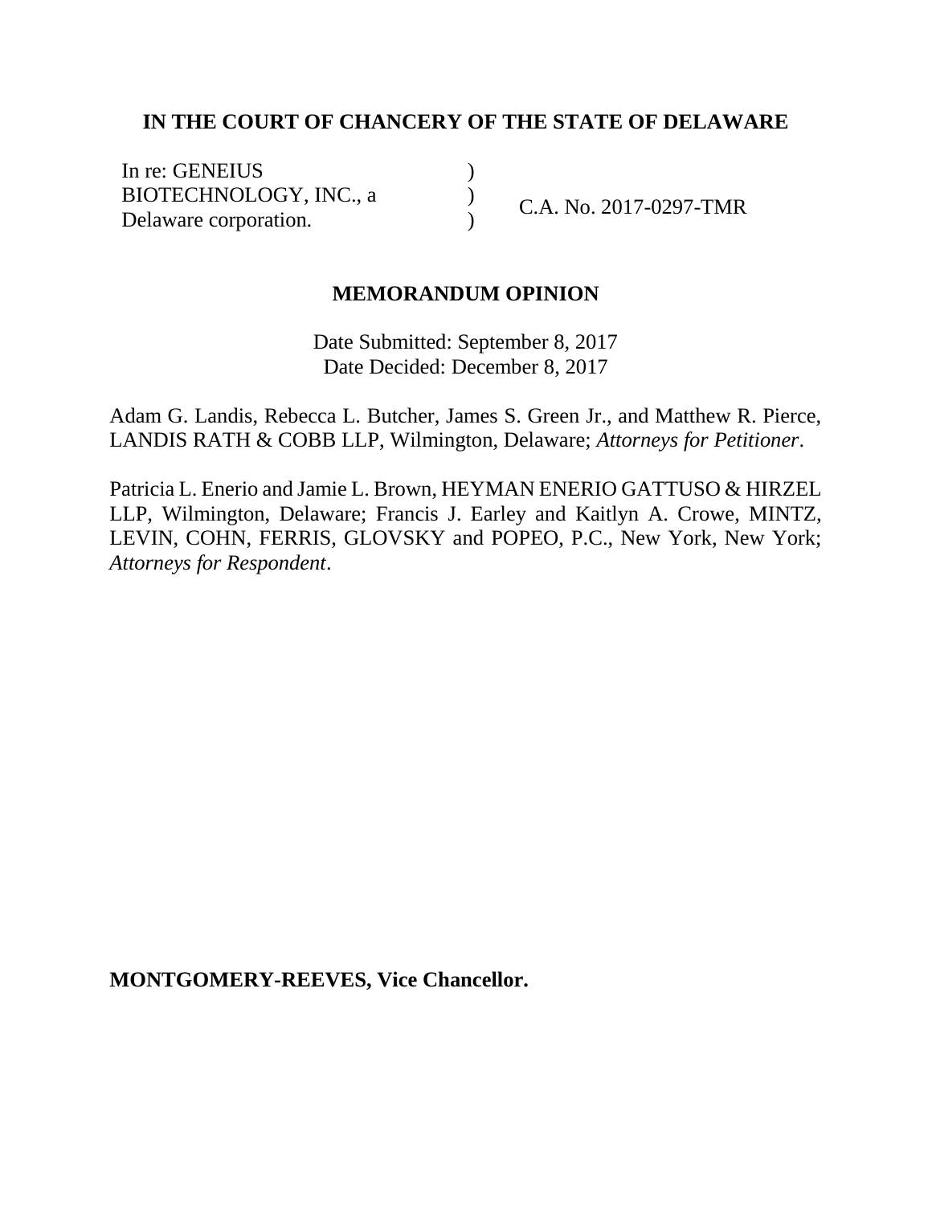**IN THE COURT OF CHANCERY OF THE STATE OF DELAWARE**

| | | |
|---|---|---|
| In re: GENEIUS BIOTECHNOLOGY, INC., a Delaware corporation. | ) ) ) | C.A. No. 2017-0297-TMR |

**MEMORANDUM OPINION**

Date Submitted: September 8, 2017
Date Decided: December 8, 2017

Adam G. Landis, Rebecca L. Butcher, James S. Green Jr., and Matthew R. Pierce, LANDIS RATH & COBB LLP, Wilmington, Delaware; *Attorneys for Petitioner*.

Patricia L. Enerio and Jamie L. Brown, HEYMAN ENERIO GATTUSO & HIRZEL LLP, Wilmington, Delaware; Francis J. Earley and Kaitlyn A. Crowe, MINTZ, LEVIN, COHN, FERRIS, GLOVSKY and POPEO, P.C., New York, New York; *Attorneys for Respondent*.

**MONTGOMERY-REEVES, Vice Chancellor.**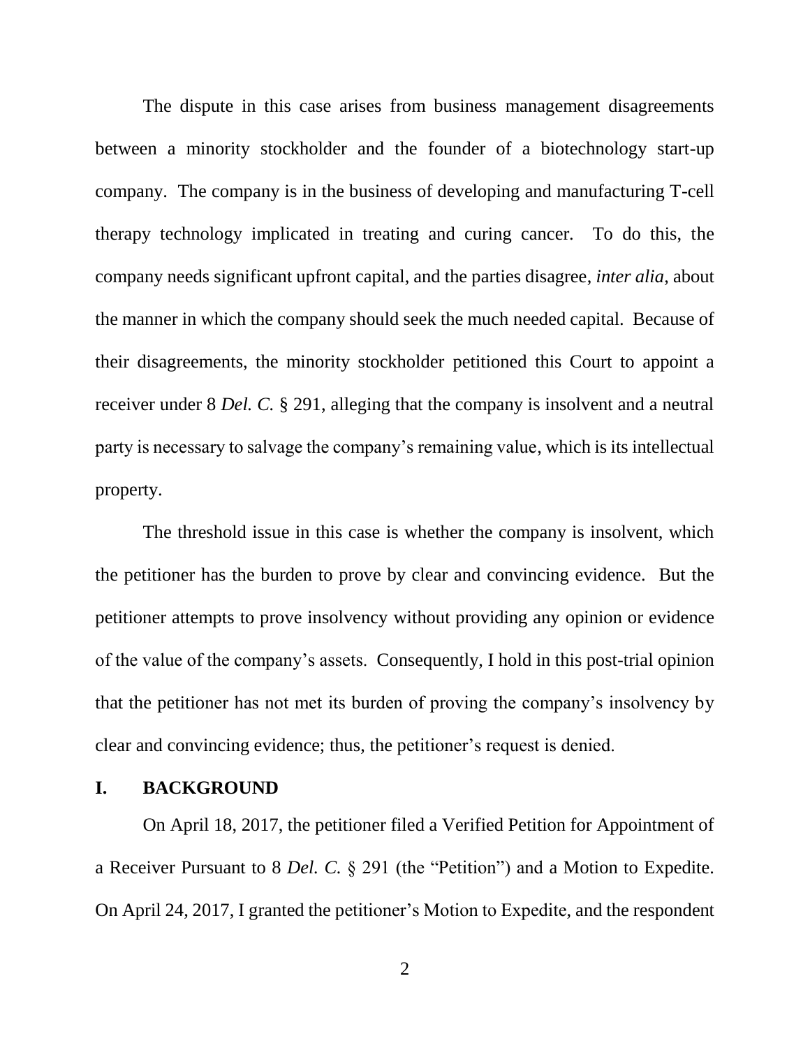The dispute in this case arises from business management disagreements between a minority stockholder and the founder of a biotechnology start-up company. The company is in the business of developing and manufacturing T-cell therapy technology implicated in treating and curing cancer. To do this, the company needs significant upfront capital, and the parties disagree, *inter alia*, about the manner in which the company should seek the much needed capital. Because of their disagreements, the minority stockholder petitioned this Court to appoint a receiver under 8 *Del. C.* § 291, alleging that the company is insolvent and a neutral party is necessary to salvage the company's remaining value, which is its intellectual property.

The threshold issue in this case is whether the company is insolvent, which the petitioner has the burden to prove by clear and convincing evidence. But the petitioner attempts to prove insolvency without providing any opinion or evidence of the value of the company's assets. Consequently, I hold in this post-trial opinion that the petitioner has not met its burden of proving the company's insolvency by clear and convincing evidence; thus, the petitioner's request is denied.

## I. BACKGROUND

On April 18, 2017, the petitioner filed a Verified Petition for Appointment of a Receiver Pursuant to 8 *Del. C.* § 291 (the "Petition") and a Motion to Expedite. On April 24, 2017, I granted the petitioner's Motion to Expedite, and the respondent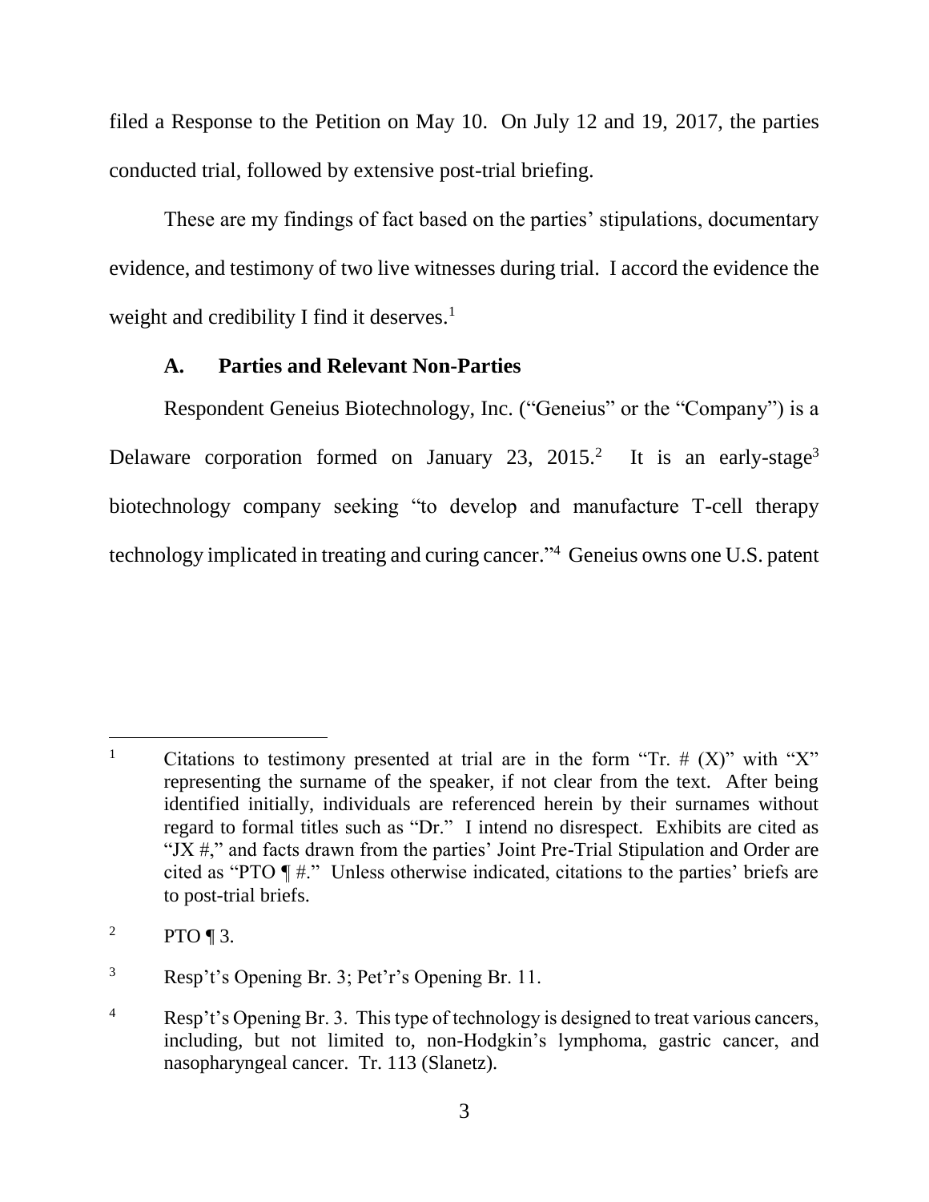filed a Response to the Petition on May 10. On July 12 and 19, 2017, the parties conducted trial, followed by extensive post-trial briefing.

These are my findings of fact based on the parties' stipulations, documentary evidence, and testimony of two live witnesses during trial. I accord the evidence the weight and credibility I find it deserves.[1]

### A. Parties and Relevant Non-Parties

Respondent Geneius Biotechnology, Inc. ("Geneius" or the "Company") is a Delaware corporation formed on January 23, 2015.[2] It is an early-stage[3] biotechnology company seeking "to develop and manufacture T-cell therapy technology implicated in treating and curing cancer."[4] Geneius owns one U.S. patent

---

[1] Citations to testimony presented at trial are in the form "Tr. # (X)" with "X" representing the surname of the speaker, if not clear from the text. After being identified initially, individuals are referenced herein by their surnames without regard to formal titles such as "Dr." I intend no disrespect. Exhibits are cited as "JX #," and facts drawn from the parties' Joint Pre-Trial Stipulation and Order are cited as "PTO ¶ #." Unless otherwise indicated, citations to the parties' briefs are to post-trial briefs.

[2] PTO ¶ 3.

[3] Resp't's Opening Br. 3; Pet'r's Opening Br. 11.

[4] Resp't's Opening Br. 3. This type of technology is designed to treat various cancers, including, but not limited to, non-Hodgkin's lymphoma, gastric cancer, and nasopharyngeal cancer. Tr. 113 (Slanetz).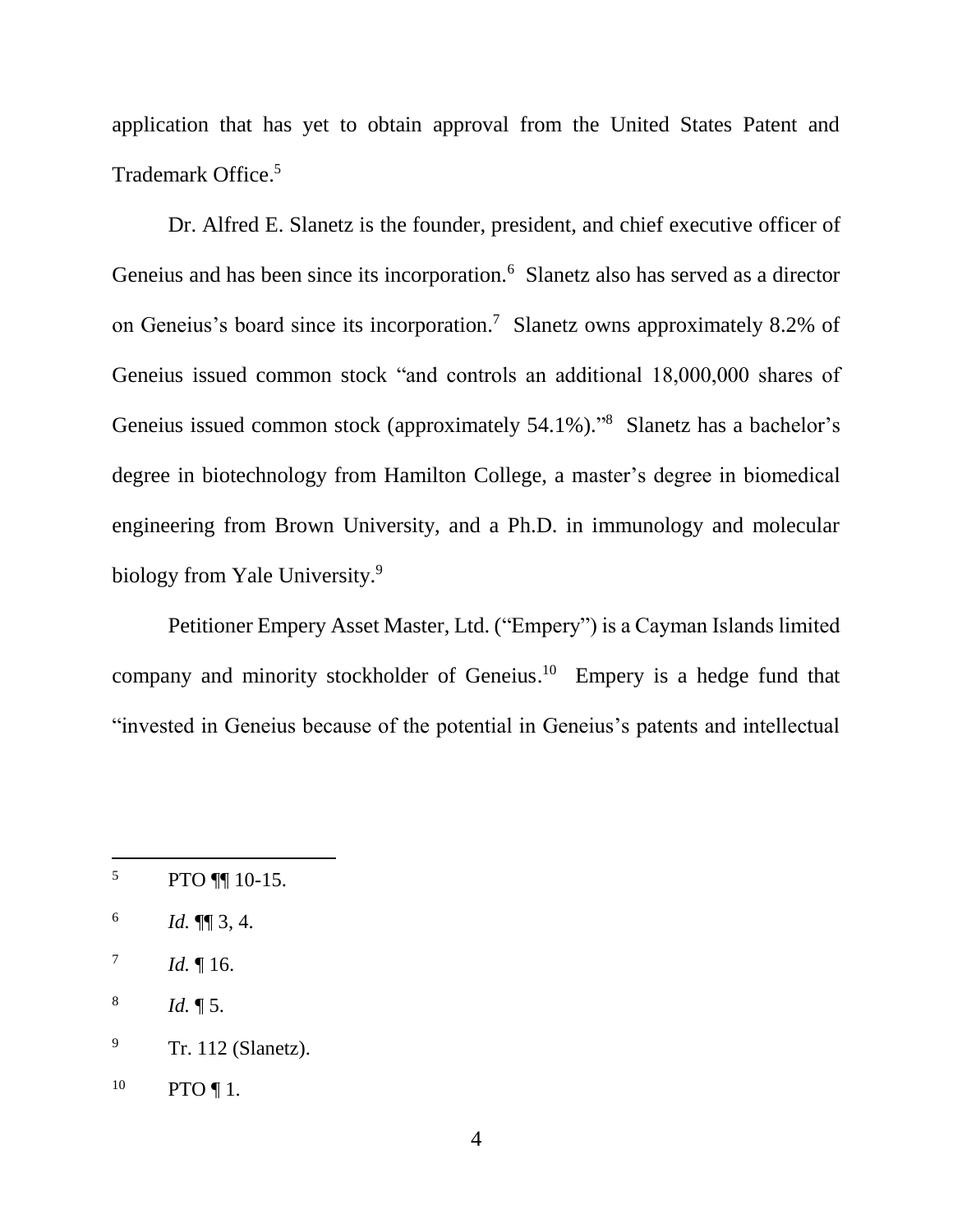application that has yet to obtain approval from the United States Patent and Trademark Office.[5]

Dr. Alfred E. Slanetz is the founder, president, and chief executive officer of Geneius and has been since its incorporation.[6] Slanetz also has served as a director on Geneius's board since its incorporation.[7] Slanetz owns approximately 8.2% of Geneius issued common stock "and controls an additional 18,000,000 shares of Geneius issued common stock (approximately 54.1%)."[8] Slanetz has a bachelor's degree in biotechnology from Hamilton College, a master's degree in biomedical engineering from Brown University, and a Ph.D. in immunology and molecular biology from Yale University.[9]

Petitioner Empery Asset Master, Ltd. ("Empery") is a Cayman Islands limited company and minority stockholder of Geneius.[10] Empery is a hedge fund that "invested in Geneius because of the potential in Geneius's patents and intellectual

---

[5] PTO ¶¶ 10-15.

[6] *Id.* ¶¶ 3, 4.

[7] *Id.* ¶ 16.

[8] *Id.* ¶ 5.

[9] Tr. 112 (Slanetz).

[10] PTO ¶ 1.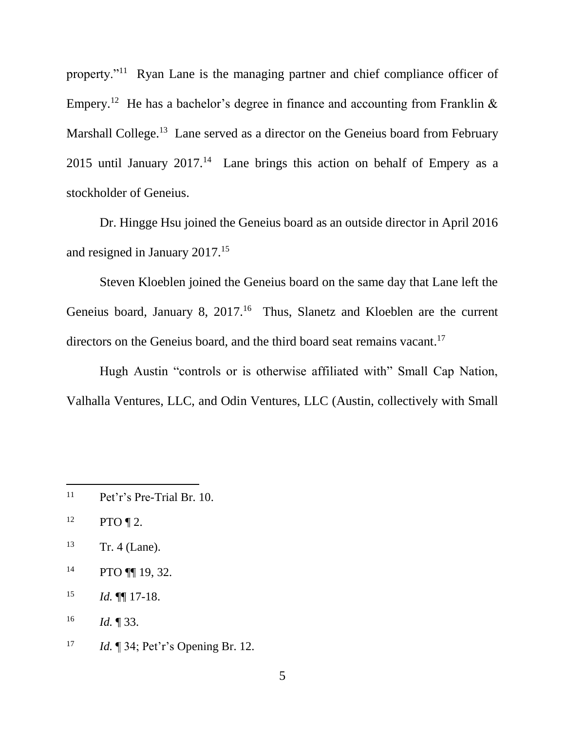property."[11] Ryan Lane is the managing partner and chief compliance officer of Empery.[12] He has a bachelor's degree in finance and accounting from Franklin & Marshall College.[13] Lane served as a director on the Geneius board from February 2015 until January 2017.[14] Lane brings this action on behalf of Empery as a stockholder of Geneius.

Dr. Hingge Hsu joined the Geneius board as an outside director in April 2016 and resigned in January 2017.[15]

Steven Kloeblen joined the Geneius board on the same day that Lane left the Geneius board, January 8, 2017.[16] Thus, Slanetz and Kloeblen are the current directors on the Geneius board, and the third board seat remains vacant.[17]

Hugh Austin "controls or is otherwise affiliated with" Small Cap Nation, Valhalla Ventures, LLC, and Odin Ventures, LLC (Austin, collectively with Small

---

[11] Pet'r's Pre-Trial Br. 10.

[12] PTO ¶ 2.

[13] Tr. 4 (Lane).

[14] PTO ¶¶ 19, 32.

[15] *Id.* ¶¶ 17-18.

[16] *Id.* ¶ 33.

[17] *Id.* ¶ 34; Pet'r's Opening Br. 12.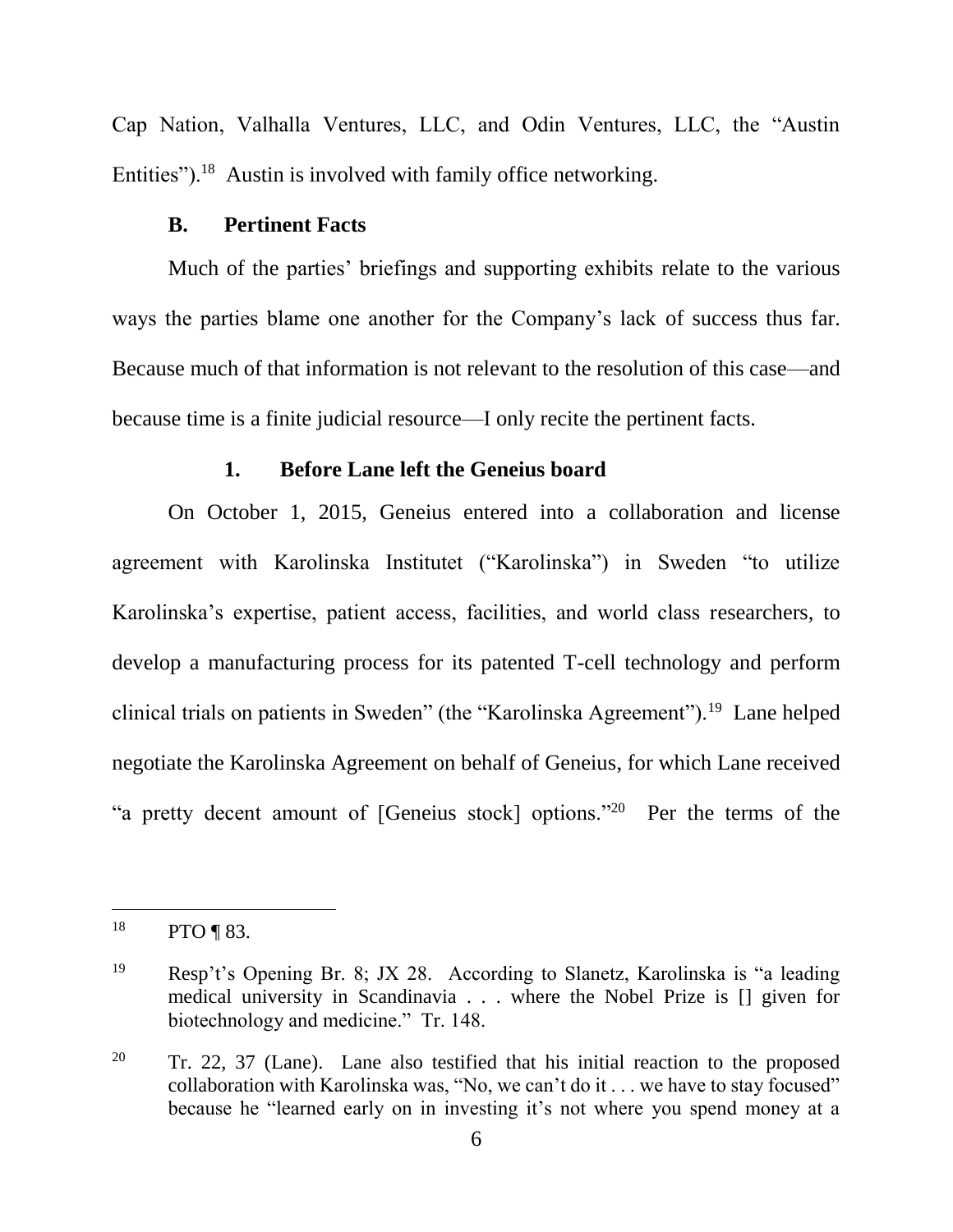Cap Nation, Valhalla Ventures, LLC, and Odin Ventures, LLC, the "Austin Entities").[18] Austin is involved with family office networking.

### B. Pertinent Facts

Much of the parties' briefings and supporting exhibits relate to the various ways the parties blame one another for the Company's lack of success thus far. Because much of that information is not relevant to the resolution of this case—and because time is a finite judicial resource—I only recite the pertinent facts.

#### 1. Before Lane left the Geneius board

On October 1, 2015, Geneius entered into a collaboration and license agreement with Karolinska Institutet ("Karolinska") in Sweden "to utilize Karolinska's expertise, patient access, facilities, and world class researchers, to develop a manufacturing process for its patented T-cell technology and perform clinical trials on patients in Sweden" (the "Karolinska Agreement").[19] Lane helped negotiate the Karolinska Agreement on behalf of Geneius, for which Lane received "a pretty decent amount of [Geneius stock] options."[20] Per the terms of the

---

[18] PTO ¶ 83.

[19] Resp't's Opening Br. 8; JX 28. According to Slanetz, Karolinska is "a leading medical university in Scandinavia . . . where the Nobel Prize is [] given for biotechnology and medicine." Tr. 148.

[20] Tr. 22, 37 (Lane). Lane also testified that his initial reaction to the proposed collaboration with Karolinska was, "No, we can't do it . . . we have to stay focused" because he "learned early on in investing it's not where you spend money at a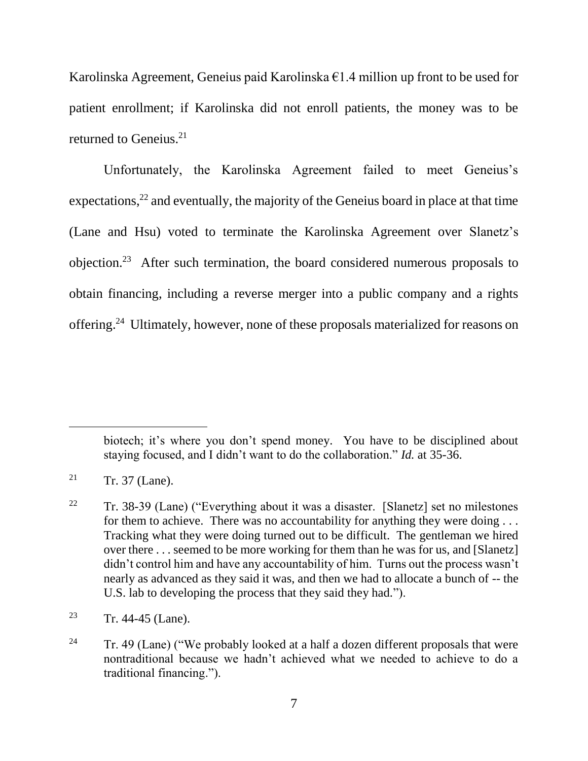Karolinska Agreement, Geneius paid Karolinska €1.4 million up front to be used for patient enrollment; if Karolinska did not enroll patients, the money was to be returned to Geneius.[21]

Unfortunately, the Karolinska Agreement failed to meet Geneius's expectations,[22] and eventually, the majority of the Geneius board in place at that time (Lane and Hsu) voted to terminate the Karolinska Agreement over Slanetz's objection.[23] After such termination, the board considered numerous proposals to obtain financing, including a reverse merger into a public company and a rights offering.[24] Ultimately, however, none of these proposals materialized for reasons on

---

biotech; it's where you don't spend money. You have to be disciplined about staying focused, and I didn't want to do the collaboration." *Id.* at 35-36.

[21] Tr. 37 (Lane).

[22] Tr. 38-39 (Lane) ("Everything about it was a disaster. [Slanetz] set no milestones for them to achieve. There was no accountability for anything they were doing . . . Tracking what they were doing turned out to be difficult. The gentleman we hired over there . . . seemed to be more working for them than he was for us, and [Slanetz] didn't control him and have any accountability of him. Turns out the process wasn't nearly as advanced as they said it was, and then we had to allocate a bunch of -- the U.S. lab to developing the process that they said they had.").

[23] Tr. 44-45 (Lane).

[24] Tr. 49 (Lane) ("We probably looked at a half a dozen different proposals that were nontraditional because we hadn't achieved what we needed to achieve to do a traditional financing.").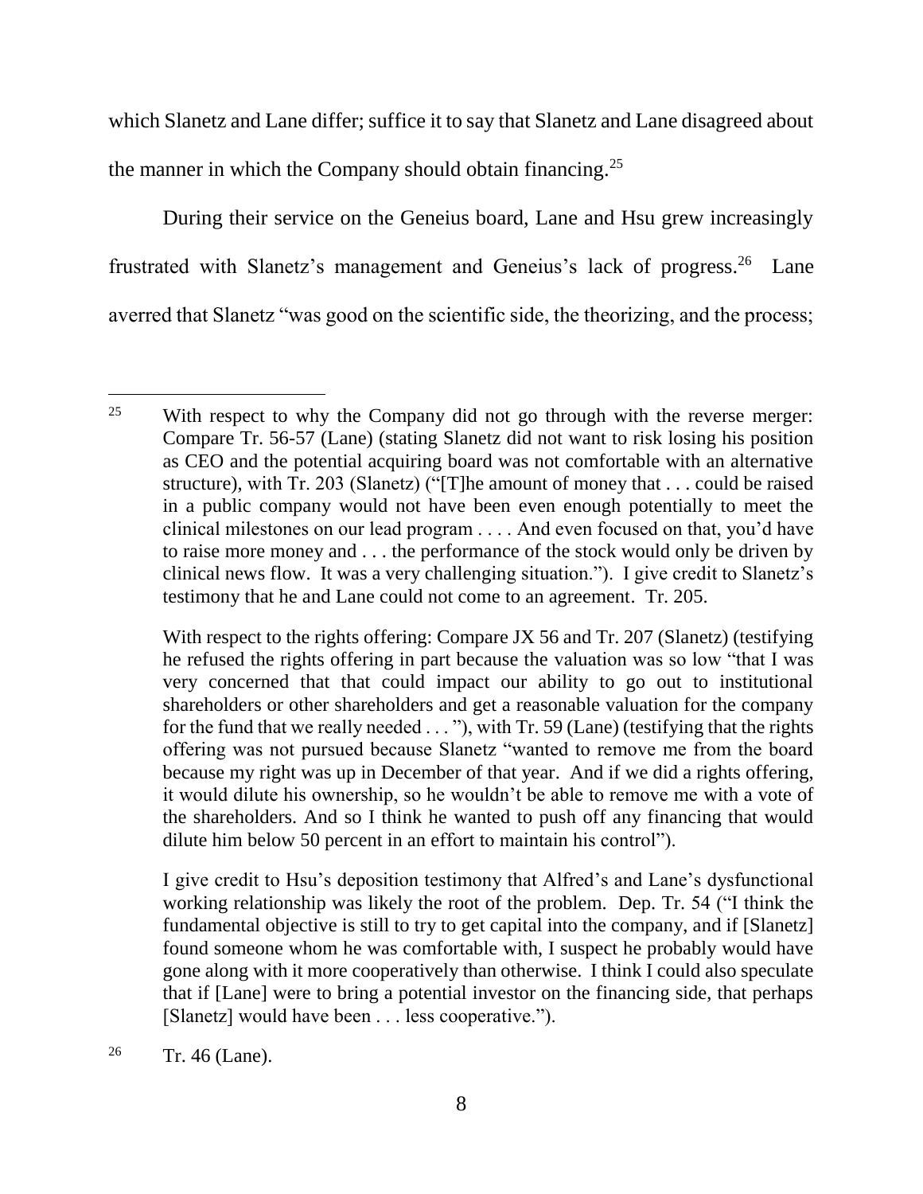which Slanetz and Lane differ; suffice it to say that Slanetz and Lane disagreed about the manner in which the Company should obtain financing.[25]

During their service on the Geneius board, Lane and Hsu grew increasingly frustrated with Slanetz's management and Geneius's lack of progress.[26] Lane averred that Slanetz "was good on the scientific side, the theorizing, and the process;

---

[25] With respect to why the Company did not go through with the reverse merger: Compare Tr. 56-57 (Lane) (stating Slanetz did not want to risk losing his position as CEO and the potential acquiring board was not comfortable with an alternative structure), with Tr. 203 (Slanetz) ("[T]he amount of money that . . . could be raised in a public company would not have been even enough potentially to meet the clinical milestones on our lead program . . . . And even focused on that, you'd have to raise more money and . . . the performance of the stock would only be driven by clinical news flow. It was a very challenging situation."). I give credit to Slanetz's testimony that he and Lane could not come to an agreement. Tr. 205.

With respect to the rights offering: Compare JX 56 and Tr. 207 (Slanetz) (testifying he refused the rights offering in part because the valuation was so low "that I was very concerned that that could impact our ability to go out to institutional shareholders or other shareholders and get a reasonable valuation for the company for the fund that we really needed . . . "), with Tr. 59 (Lane) (testifying that the rights offering was not pursued because Slanetz "wanted to remove me from the board because my right was up in December of that year. And if we did a rights offering, it would dilute his ownership, so he wouldn't be able to remove me with a vote of the shareholders. And so I think he wanted to push off any financing that would dilute him below 50 percent in an effort to maintain his control").

I give credit to Hsu's deposition testimony that Alfred's and Lane's dysfunctional working relationship was likely the root of the problem. Dep. Tr. 54 ("I think the fundamental objective is still to try to get capital into the company, and if [Slanetz] found someone whom he was comfortable with, I suspect he probably would have gone along with it more cooperatively than otherwise. I think I could also speculate that if [Lane] were to bring a potential investor on the financing side, that perhaps [Slanetz] would have been . . . less cooperative.").

[26] Tr. 46 (Lane).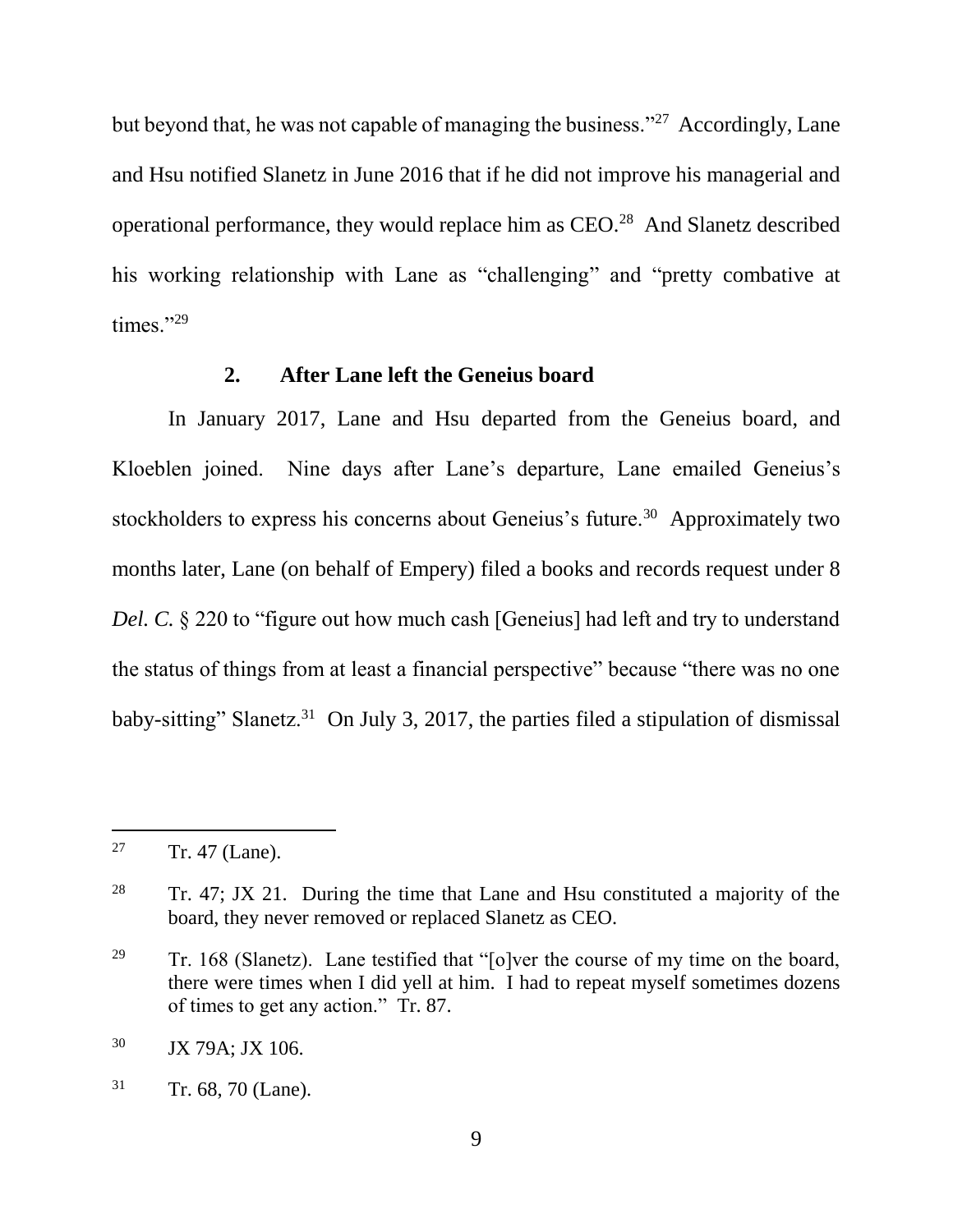but beyond that, he was not capable of managing the business."[27] Accordingly, Lane and Hsu notified Slanetz in June 2016 that if he did not improve his managerial and operational performance, they would replace him as CEO.[28] And Slanetz described his working relationship with Lane as "challenging" and "pretty combative at times."[29]

### 2. After Lane left the Geneius board

In January 2017, Lane and Hsu departed from the Geneius board, and Kloeblen joined. Nine days after Lane's departure, Lane emailed Geneius's stockholders to express his concerns about Geneius's future.[30] Approximately two months later, Lane (on behalf of Empery) filed a books and records request under 8 *Del. C.* § 220 to "figure out how much cash [Geneius] had left and try to understand the status of things from at least a financial perspective" because "there was no one baby-sitting" Slanetz.[31] On July 3, 2017, the parties filed a stipulation of dismissal

---

[27] Tr. 47 (Lane).

[28] Tr. 47; JX 21. During the time that Lane and Hsu constituted a majority of the board, they never removed or replaced Slanetz as CEO.

[29] Tr. 168 (Slanetz). Lane testified that "[o]ver the course of my time on the board, there were times when I did yell at him. I had to repeat myself sometimes dozens of times to get any action." Tr. 87.

[30] JX 79A; JX 106.

[31] Tr. 68, 70 (Lane).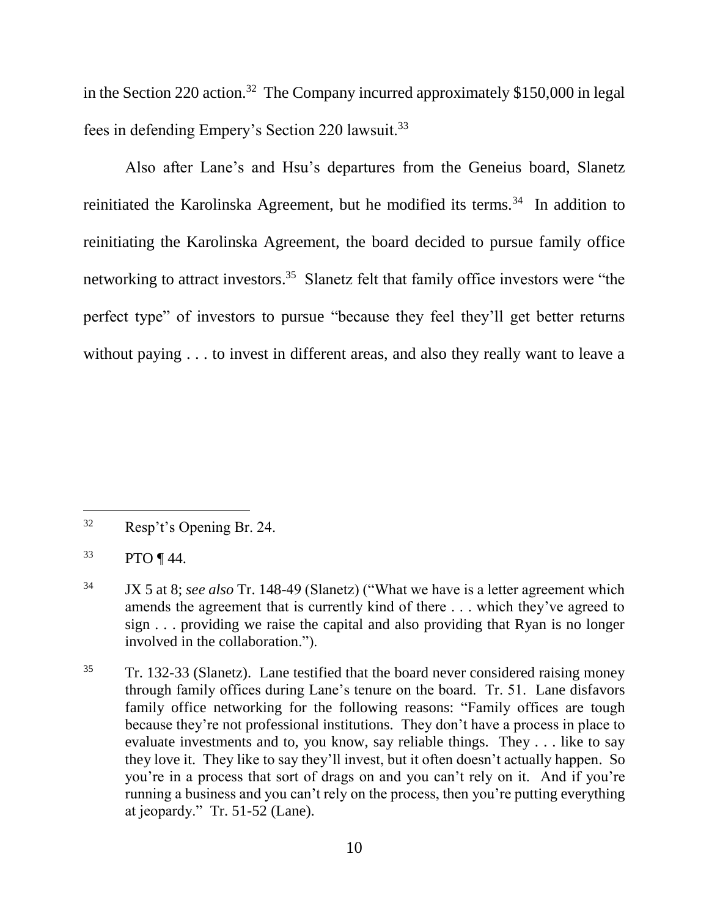in the Section 220 action.[32] The Company incurred approximately $150,000 in legal fees in defending Empery's Section 220 lawsuit.[33]

Also after Lane's and Hsu's departures from the Geneius board, Slanetz reinitiated the Karolinska Agreement, but he modified its terms.[34] In addition to reinitiating the Karolinska Agreement, the board decided to pursue family office networking to attract investors.[35] Slanetz felt that family office investors were "the perfect type" of investors to pursue "because they feel they'll get better returns without paying . . . to invest in different areas, and also they really want to leave a

---

[32] Resp't's Opening Br. 24.

[33] PTO ¶ 44.

[34] JX 5 at 8; *see also* Tr. 148-49 (Slanetz) ("What we have is a letter agreement which amends the agreement that is currently kind of there . . . which they've agreed to sign . . . providing we raise the capital and also providing that Ryan is no longer involved in the collaboration.").

[35] Tr. 132-33 (Slanetz). Lane testified that the board never considered raising money through family offices during Lane's tenure on the board. Tr. 51. Lane disfavors family office networking for the following reasons: "Family offices are tough because they're not professional institutions. They don't have a process in place to evaluate investments and to, you know, say reliable things. They . . . like to say they love it. They like to say they'll invest, but it often doesn't actually happen. So you're in a process that sort of drags on and you can't rely on it. And if you're running a business and you can't rely on the process, then you're putting everything at jeopardy." Tr. 51-52 (Lane).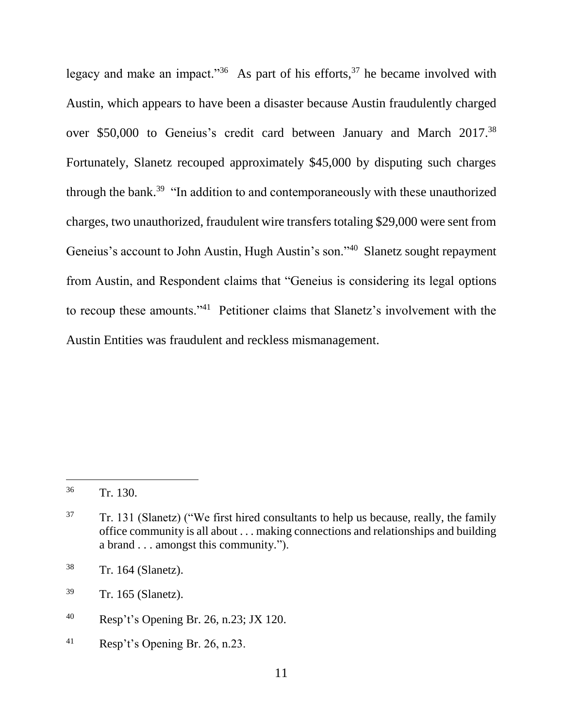legacy and make an impact."[36] As part of his efforts,[37] he became involved with Austin, which appears to have been a disaster because Austin fraudulently charged over $50,000 to Geneius's credit card between January and March 2017.[38] Fortunately, Slanetz recouped approximately $45,000 by disputing such charges through the bank.[39] "In addition to and contemporaneously with these unauthorized charges, two unauthorized, fraudulent wire transfers totaling $29,000 were sent from Geneius's account to John Austin, Hugh Austin's son."[40] Slanetz sought repayment from Austin, and Respondent claims that "Geneius is considering its legal options to recoup these amounts."[41] Petitioner claims that Slanetz's involvement with the Austin Entities was fraudulent and reckless mismanagement.

---

[36] Tr. 130.

[37] Tr. 131 (Slanetz) ("We first hired consultants to help us because, really, the family office community is all about . . . making connections and relationships and building a brand . . . amongst this community.").

[38] Tr. 164 (Slanetz).

[39] Tr. 165 (Slanetz).

[40] Resp't's Opening Br. 26, n.23; JX 120.

[41] Resp't's Opening Br. 26, n.23.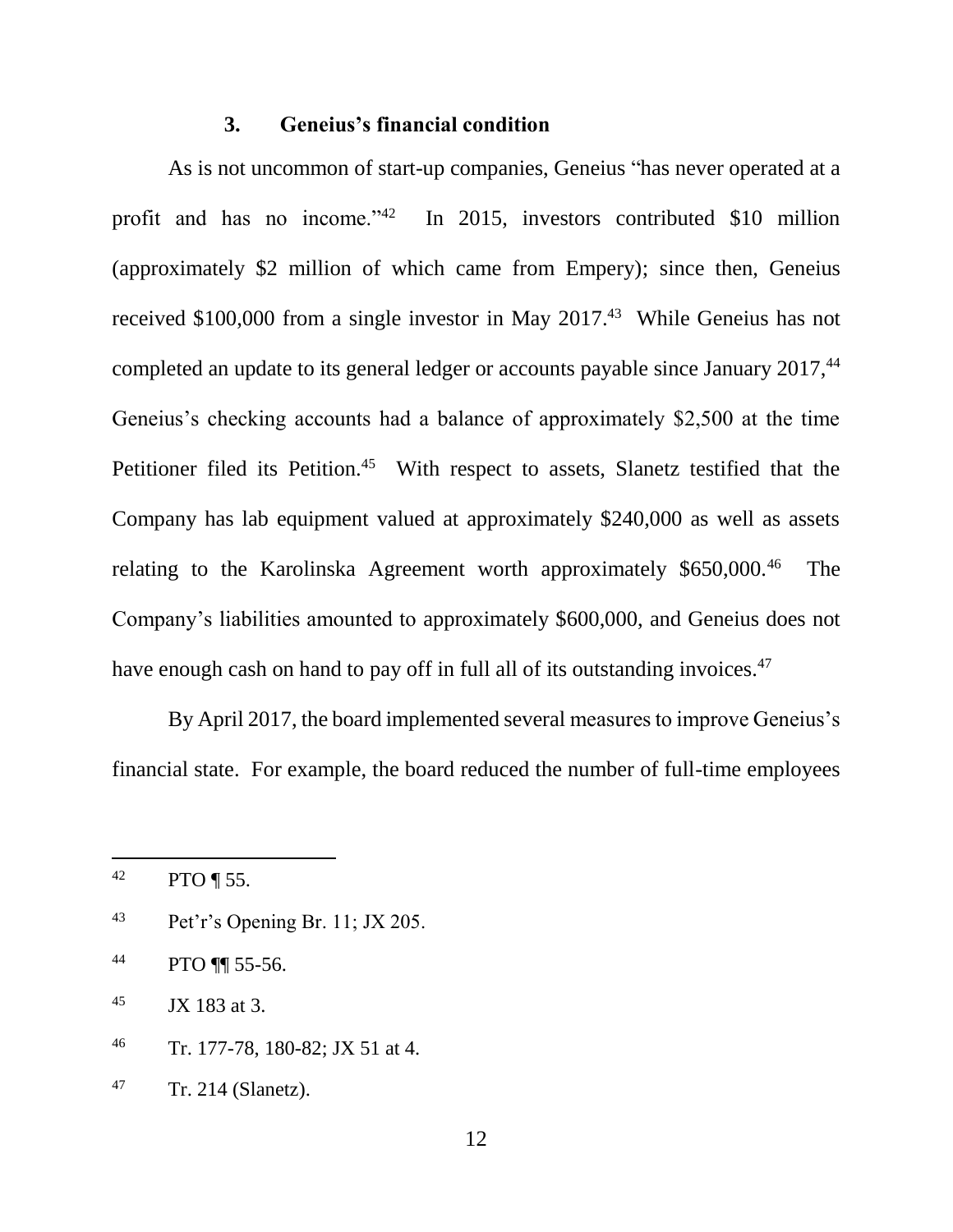### 3. Geneius's financial condition

As is not uncommon of start-up companies, Geneius "has never operated at a profit and has no income."[42] In 2015, investors contributed $10 million (approximately $2 million of which came from Empery); since then, Geneius received $100,000 from a single investor in May 2017.[43] While Geneius has not completed an update to its general ledger or accounts payable since January 2017,[44] Geneius's checking accounts had a balance of approximately $2,500 at the time Petitioner filed its Petition.[45] With respect to assets, Slanetz testified that the Company has lab equipment valued at approximately $240,000 as well as assets relating to the Karolinska Agreement worth approximately $650,000.[46] The Company's liabilities amounted to approximately $600,000, and Geneius does not have enough cash on hand to pay off in full all of its outstanding invoices.[47]

By April 2017, the board implemented several measures to improve Geneius's financial state. For example, the board reduced the number of full-time employees

---

[42] PTO ¶ 55.

[43] Pet'r's Opening Br. 11; JX 205.

[44] PTO ¶¶ 55-56.

[45] JX 183 at 3.

[46] Tr. 177-78, 180-82; JX 51 at 4.

[47] Tr. 214 (Slanetz).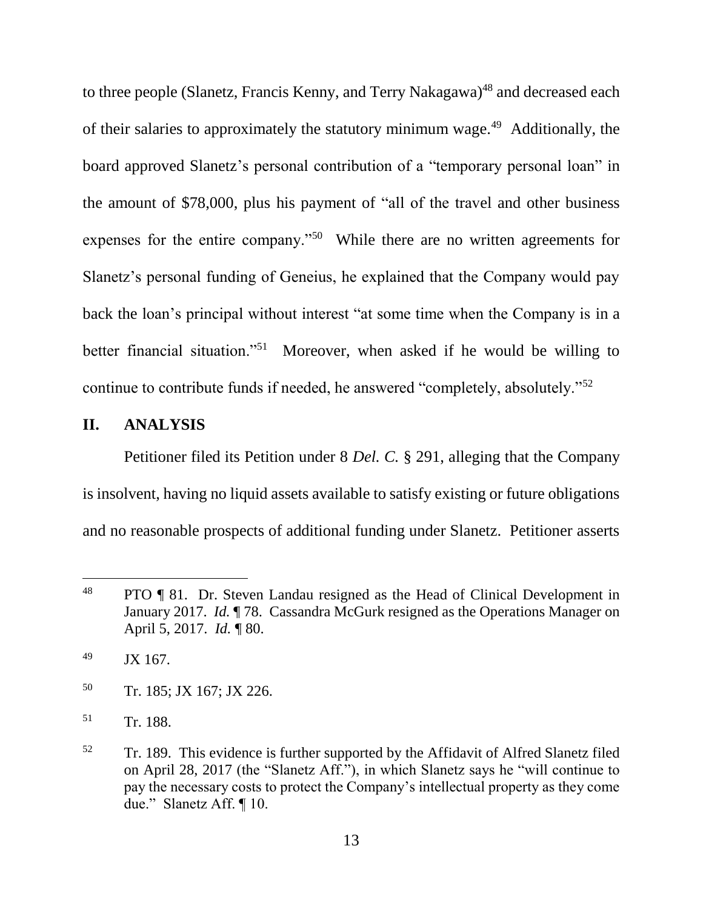to three people (Slanetz, Francis Kenny, and Terry Nakagawa)[48] and decreased each of their salaries to approximately the statutory minimum wage.[49] Additionally, the board approved Slanetz's personal contribution of a "temporary personal loan" in the amount of $78,000, plus his payment of "all of the travel and other business expenses for the entire company."[50] While there are no written agreements for Slanetz's personal funding of Geneius, he explained that the Company would pay back the loan's principal without interest "at some time when the Company is in a better financial situation."[51] Moreover, when asked if he would be willing to continue to contribute funds if needed, he answered "completely, absolutely."[52]

## II. ANALYSIS

Petitioner filed its Petition under 8 *Del. C.* § 291, alleging that the Company is insolvent, having no liquid assets available to satisfy existing or future obligations and no reasonable prospects of additional funding under Slanetz. Petitioner asserts

---

[48] PTO ¶ 81. Dr. Steven Landau resigned as the Head of Clinical Development in January 2017. *Id.* ¶ 78. Cassandra McGurk resigned as the Operations Manager on April 5, 2017. *Id.* ¶ 80.

[49] JX 167.

[50] Tr. 185; JX 167; JX 226.

[51] Tr. 188.

[52] Tr. 189. This evidence is further supported by the Affidavit of Alfred Slanetz filed on April 28, 2017 (the "Slanetz Aff."), in which Slanetz says he "will continue to pay the necessary costs to protect the Company's intellectual property as they come due." Slanetz Aff. ¶ 10.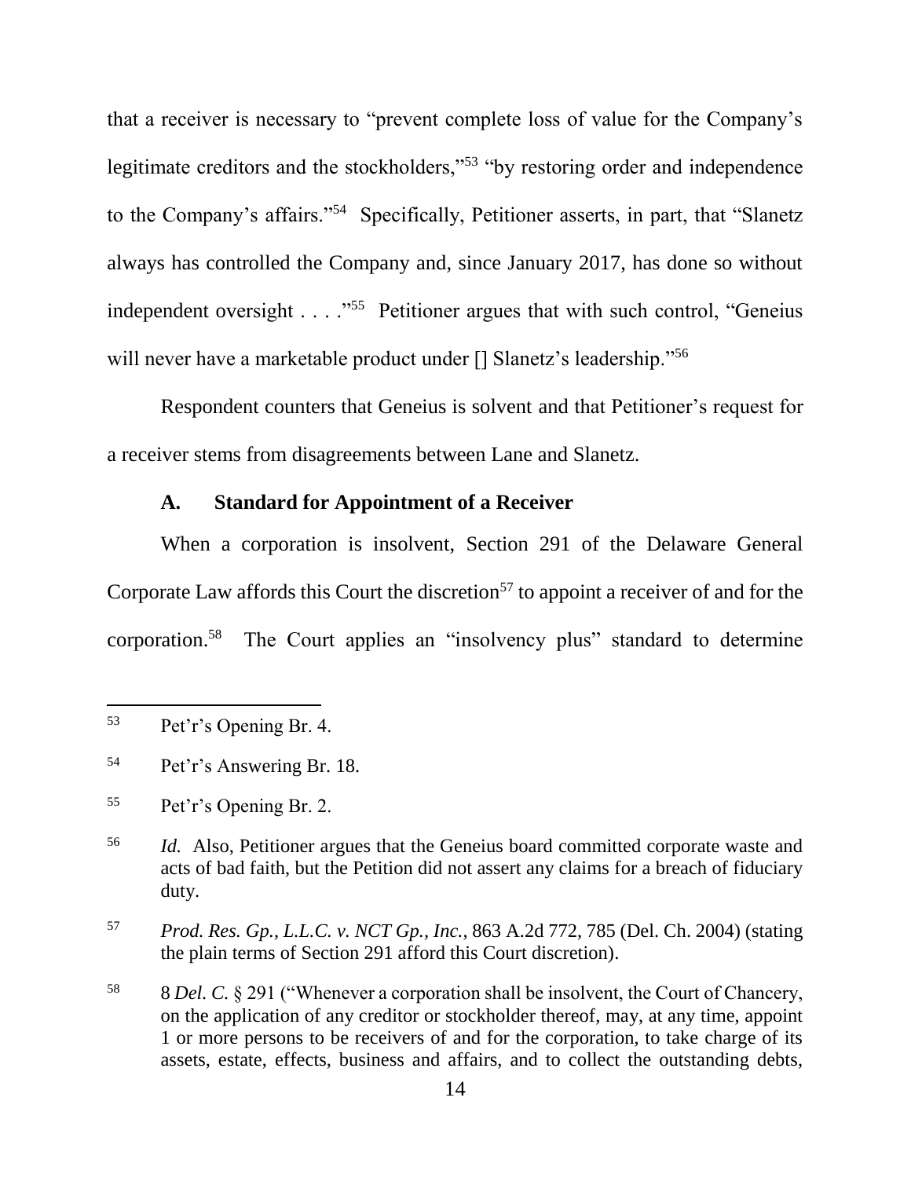that a receiver is necessary to "prevent complete loss of value for the Company's legitimate creditors and the stockholders,"[53] "by restoring order and independence to the Company's affairs."[54] Specifically, Petitioner asserts, in part, that "Slanetz always has controlled the Company and, since January 2017, has done so without independent oversight . . . ."[55] Petitioner argues that with such control, "Geneius will never have a marketable product under [] Slanetz's leadership."[56]

Respondent counters that Geneius is solvent and that Petitioner's request for a receiver stems from disagreements between Lane and Slanetz.

### A. Standard for Appointment of a Receiver

When a corporation is insolvent, Section 291 of the Delaware General Corporate Law affords this Court the discretion[57] to appoint a receiver of and for the corporation.[58] The Court applies an "insolvency plus" standard to determine

---

[53] Pet'r's Opening Br. 4.

[54] Pet'r's Answering Br. 18.

[55] Pet'r's Opening Br. 2.

[56] *Id.* Also, Petitioner argues that the Geneius board committed corporate waste and acts of bad faith, but the Petition did not assert any claims for a breach of fiduciary duty.

[57] *Prod. Res. Gp., L.L.C. v. NCT Gp., Inc.*, 863 A.2d 772, 785 (Del. Ch. 2004) (stating the plain terms of Section 291 afford this Court discretion).

[58] 8 *Del. C.* § 291 ("Whenever a corporation shall be insolvent, the Court of Chancery, on the application of any creditor or stockholder thereof, may, at any time, appoint 1 or more persons to be receivers of and for the corporation, to take charge of its assets, estate, effects, business and affairs, and to collect the outstanding debts,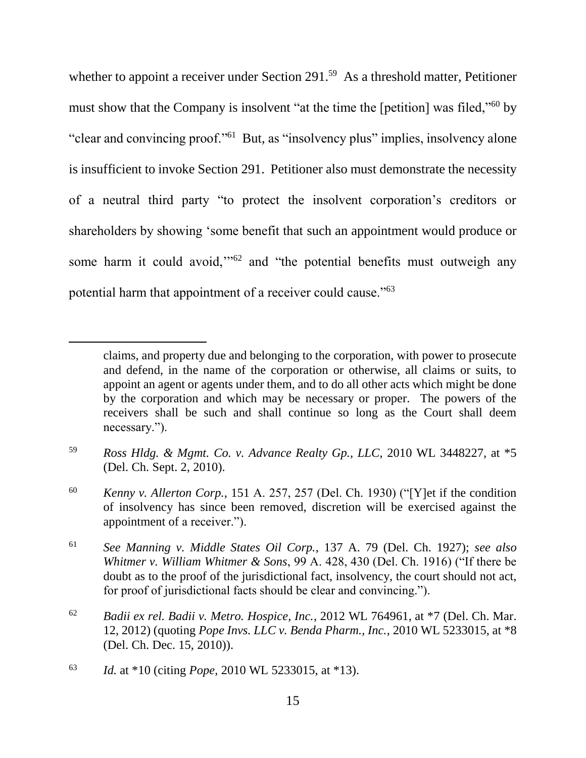whether to appoint a receiver under Section 291.[59] As a threshold matter, Petitioner must show that the Company is insolvent "at the time the [petition] was filed,"[60] by "clear and convincing proof."[61] But, as "insolvency plus" implies, insolvency alone is insufficient to invoke Section 291. Petitioner also must demonstrate the necessity of a neutral third party "to protect the insolvent corporation's creditors or shareholders by showing 'some benefit that such an appointment would produce or some harm it could avoid,'"[62] and "the potential benefits must outweigh any potential harm that appointment of a receiver could cause."[63]

---

claims, and property due and belonging to the corporation, with power to prosecute and defend, in the name of the corporation or otherwise, all claims or suits, to appoint an agent or agents under them, and to do all other acts which might be done by the corporation and which may be necessary or proper. The powers of the receivers shall be such and shall continue so long as the Court shall deem necessary.").

[59] *Ross Hldg. & Mgmt. Co. v. Advance Realty Gp., LLC*, 2010 WL 3448227, at *5 (Del. Ch. Sept. 2, 2010).

[60] *Kenny v. Allerton Corp.*, 151 A. 257, 257 (Del. Ch. 1930) ("[Y]et if the condition of insolvency has since been removed, discretion will be exercised against the appointment of a receiver.").

[61] *See Manning v. Middle States Oil Corp.*, 137 A. 79 (Del. Ch. 1927); *see also Whitmer v. William Whitmer & Sons*, 99 A. 428, 430 (Del. Ch. 1916) ("If there be doubt as to the proof of the jurisdictional fact, insolvency, the court should not act, for proof of jurisdictional facts should be clear and convincing.").

[62] *Badii ex rel. Badii v. Metro. Hospice, Inc.*, 2012 WL 764961, at *7 (Del. Ch. Mar. 12, 2012) (quoting *Pope Invs. LLC v. Benda Pharm., Inc.*, 2010 WL 5233015, at *8 (Del. Ch. Dec. 15, 2010)).

[63] *Id.* at *10 (citing *Pope*, 2010 WL 5233015, at *13).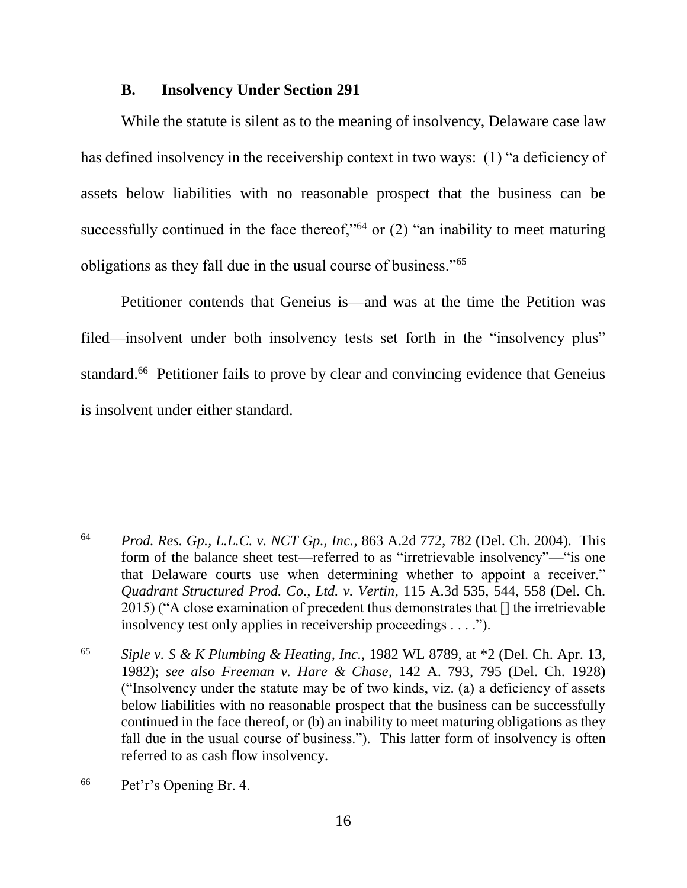### B. Insolvency Under Section 291

While the statute is silent as to the meaning of insolvency, Delaware case law has defined insolvency in the receivership context in two ways: (1) "a deficiency of assets below liabilities with no reasonable prospect that the business can be successfully continued in the face thereof,"[64] or (2) "an inability to meet maturing obligations as they fall due in the usual course of business."[65]

Petitioner contends that Geneius is—and was at the time the Petition was filed—insolvent under both insolvency tests set forth in the "insolvency plus" standard.[66] Petitioner fails to prove by clear and convincing evidence that Geneius is insolvent under either standard.

---

[64] *Prod. Res. Gp., L.L.C. v. NCT Gp., Inc.*, 863 A.2d 772, 782 (Del. Ch. 2004). This form of the balance sheet test—referred to as "irretrievable insolvency"—"is one that Delaware courts use when determining whether to appoint a receiver." *Quadrant Structured Prod. Co., Ltd. v. Vertin*, 115 A.3d 535, 544, 558 (Del. Ch. 2015) ("A close examination of precedent thus demonstrates that [] the irretrievable insolvency test only applies in receivership proceedings . . . .").

[65] *Siple v. S & K Plumbing & Heating, Inc.*, 1982 WL 8789, at *2 (Del. Ch. Apr. 13, 1982); *see also Freeman v. Hare & Chase*, 142 A. 793, 795 (Del. Ch. 1928) ("Insolvency under the statute may be of two kinds, viz. (a) a deficiency of assets below liabilities with no reasonable prospect that the business can be successfully continued in the face thereof, or (b) an inability to meet maturing obligations as they fall due in the usual course of business."). This latter form of insolvency is often referred to as cash flow insolvency.

[66] Pet'r's Opening Br. 4.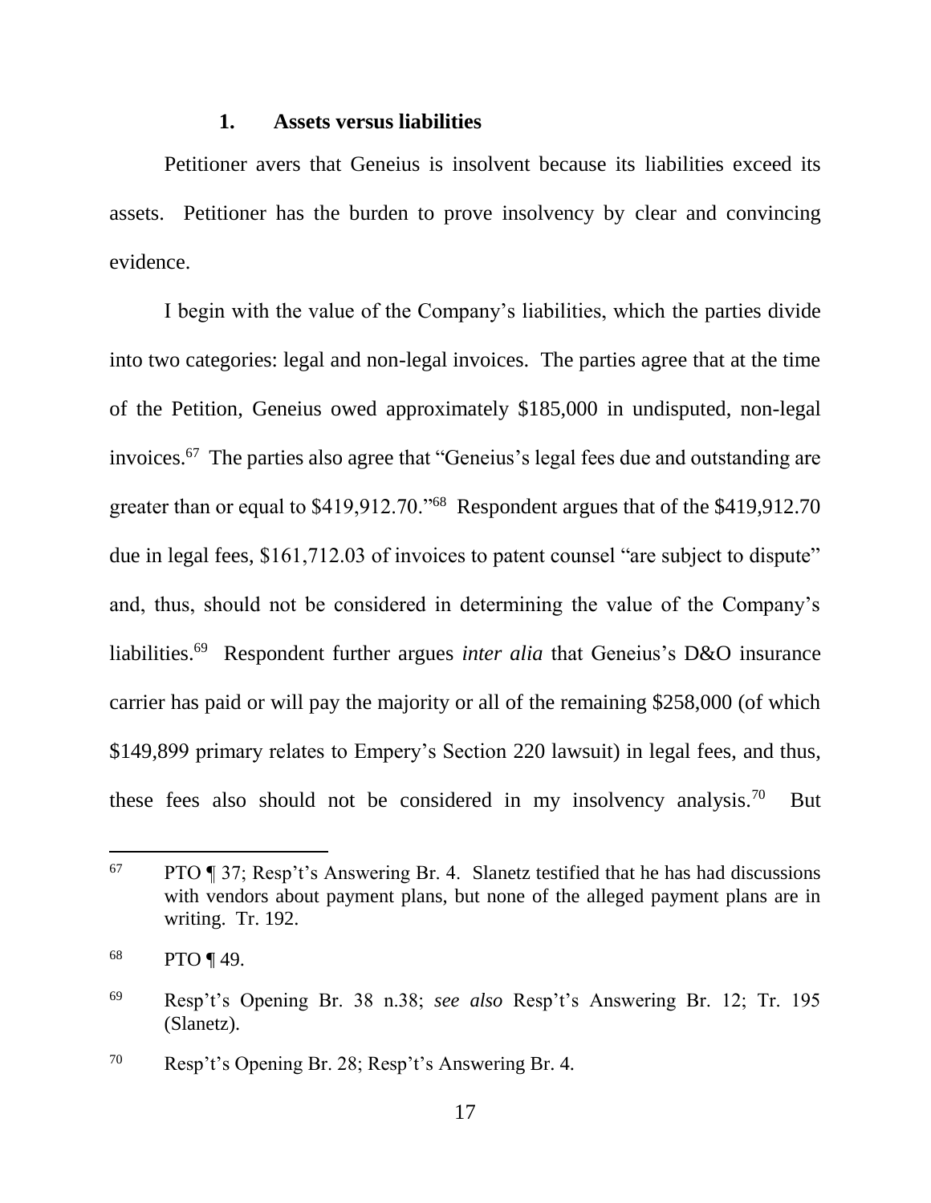### 1. Assets versus liabilities

Petitioner avers that Geneius is insolvent because its liabilities exceed its assets. Petitioner has the burden to prove insolvency by clear and convincing evidence.

I begin with the value of the Company's liabilities, which the parties divide into two categories: legal and non-legal invoices. The parties agree that at the time of the Petition, Geneius owed approximately $185,000 in undisputed, non-legal invoices.[67] The parties also agree that "Geneius's legal fees due and outstanding are greater than or equal to $419,912.70."[68] Respondent argues that of the $419,912.70 due in legal fees, $161,712.03 of invoices to patent counsel "are subject to dispute" and, thus, should not be considered in determining the value of the Company's liabilities.[69] Respondent further argues *inter alia* that Geneius's D&O insurance carrier has paid or will pay the majority or all of the remaining $258,000 (of which $149,899 primary relates to Empery's Section 220 lawsuit) in legal fees, and thus, these fees also should not be considered in my insolvency analysis.[70] But

---

[67] PTO ¶ 37; Resp't's Answering Br. 4. Slanetz testified that he has had discussions with vendors about payment plans, but none of the alleged payment plans are in writing. Tr. 192.

[68] PTO ¶ 49.

[69] Resp't's Opening Br. 38 n.38; *see also* Resp't's Answering Br. 12; Tr. 195 (Slanetz).

[70] Resp't's Opening Br. 28; Resp't's Answering Br. 4.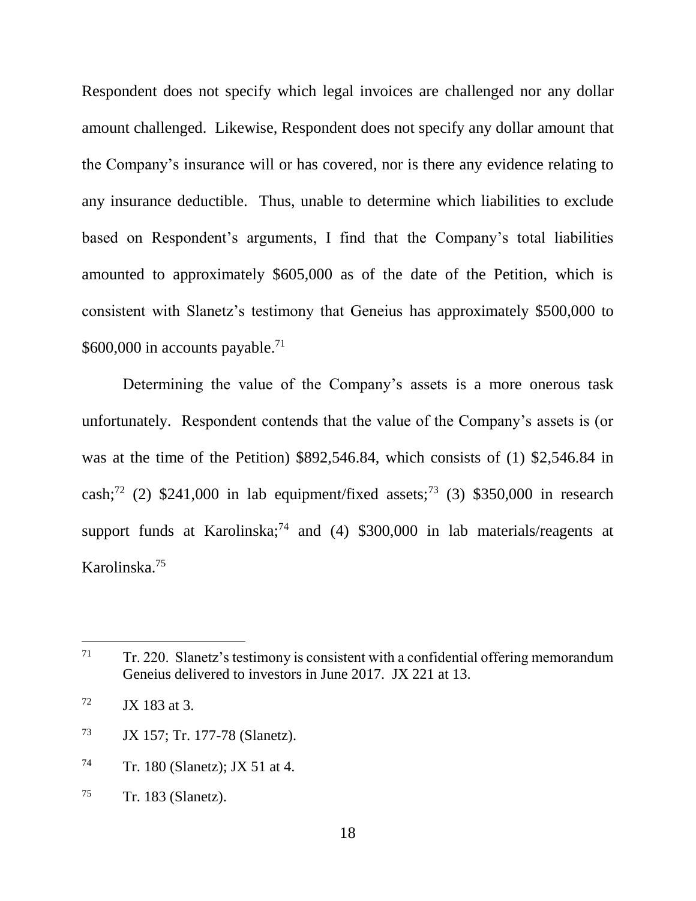Respondent does not specify which legal invoices are challenged nor any dollar amount challenged. Likewise, Respondent does not specify any dollar amount that the Company's insurance will or has covered, nor is there any evidence relating to any insurance deductible. Thus, unable to determine which liabilities to exclude based on Respondent's arguments, I find that the Company's total liabilities amounted to approximately $605,000 as of the date of the Petition, which is consistent with Slanetz's testimony that Geneius has approximately $500,000 to $600,000 in accounts payable.[71]

Determining the value of the Company's assets is a more onerous task unfortunately. Respondent contends that the value of the Company's assets is (or was at the time of the Petition) $892,546.84, which consists of (1) $2,546.84 in cash;[72] (2) $241,000 in lab equipment/fixed assets;[73] (3) $350,000 in research support funds at Karolinska;[74] and (4) $300,000 in lab materials/reagents at Karolinska.[75]

---

[71] Tr. 220. Slanetz's testimony is consistent with a confidential offering memorandum Geneius delivered to investors in June 2017. JX 221 at 13.

[72] JX 183 at 3.

[73] JX 157; Tr. 177-78 (Slanetz).

[74] Tr. 180 (Slanetz); JX 51 at 4.

[75] Tr. 183 (Slanetz).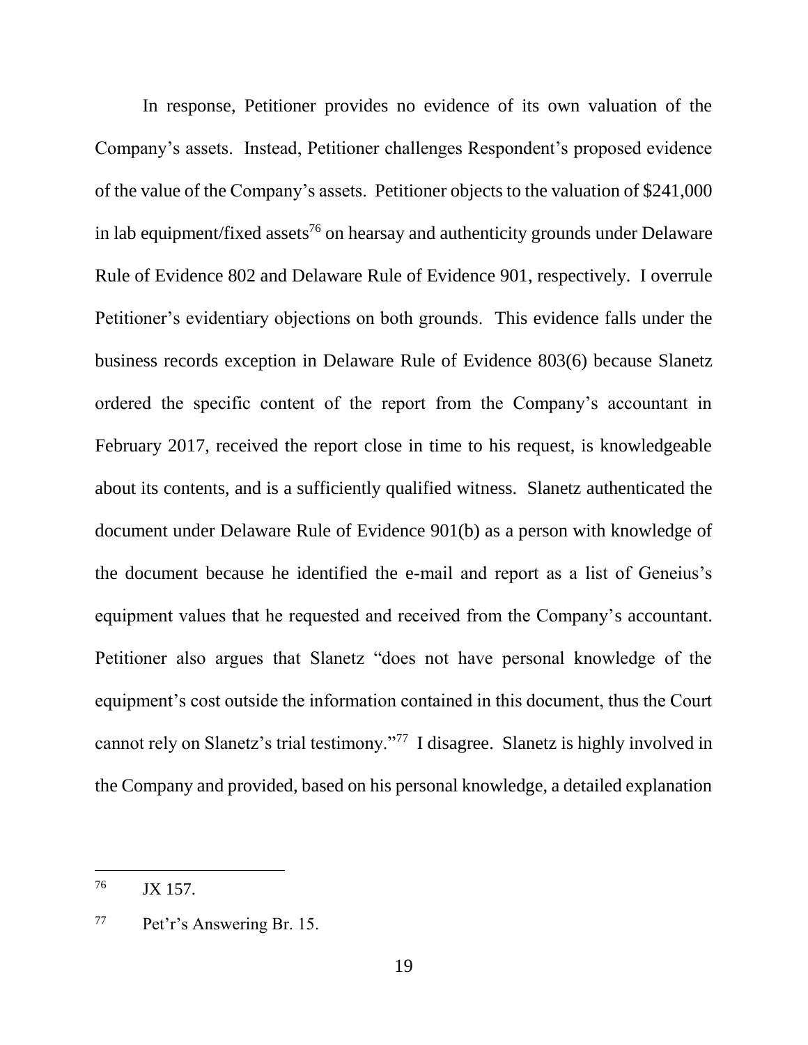In response, Petitioner provides no evidence of its own valuation of the Company's assets. Instead, Petitioner challenges Respondent's proposed evidence of the value of the Company's assets. Petitioner objects to the valuation of $241,000 in lab equipment/fixed assets[76] on hearsay and authenticity grounds under Delaware Rule of Evidence 802 and Delaware Rule of Evidence 901, respectively. I overrule Petitioner's evidentiary objections on both grounds. This evidence falls under the business records exception in Delaware Rule of Evidence 803(6) because Slanetz ordered the specific content of the report from the Company's accountant in February 2017, received the report close in time to his request, is knowledgeable about its contents, and is a sufficiently qualified witness. Slanetz authenticated the document under Delaware Rule of Evidence 901(b) as a person with knowledge of the document because he identified the e-mail and report as a list of Geneius's equipment values that he requested and received from the Company's accountant. Petitioner also argues that Slanetz "does not have personal knowledge of the equipment's cost outside the information contained in this document, thus the Court cannot rely on Slanetz's trial testimony."[77] I disagree. Slanetz is highly involved in the Company and provided, based on his personal knowledge, a detailed explanation

---

[76] JX 157.

[77] Pet'r's Answering Br. 15.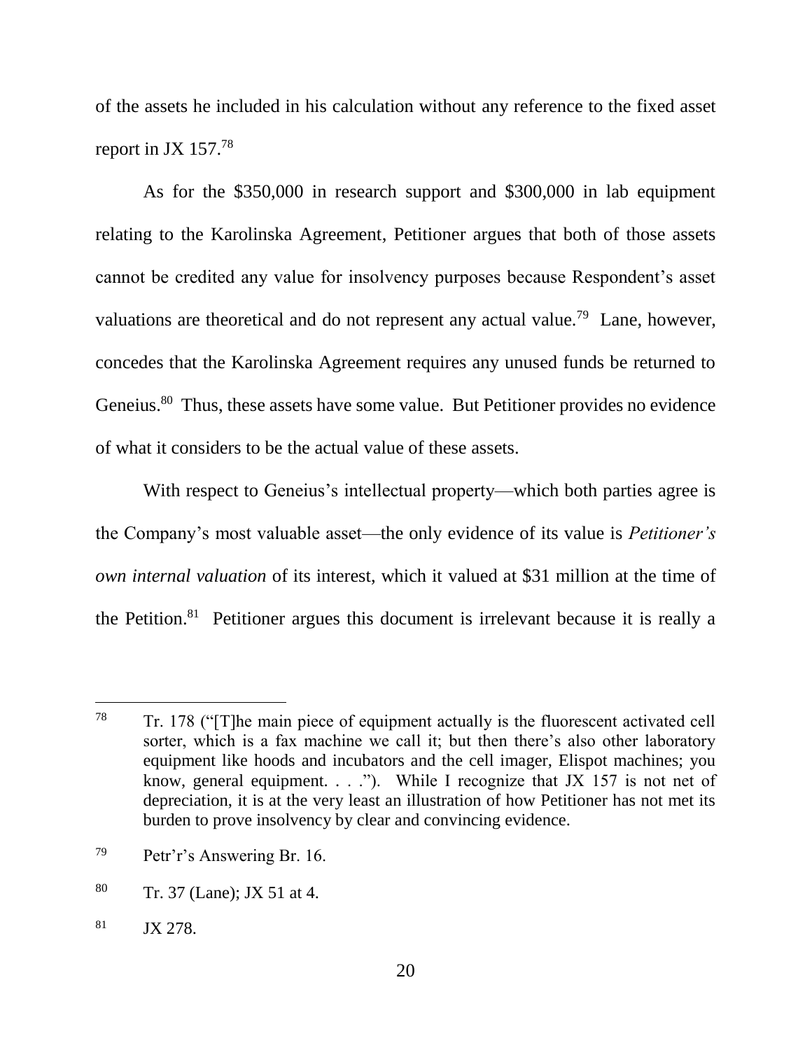of the assets he included in his calculation without any reference to the fixed asset report in JX 157.[78]

As for the \$350,000 in research support and \$300,000 in lab equipment relating to the Karolinska Agreement, Petitioner argues that both of those assets cannot be credited any value for insolvency purposes because Respondent's asset valuations are theoretical and do not represent any actual value.[79] Lane, however, concedes that the Karolinska Agreement requires any unused funds be returned to Geneius.[80] Thus, these assets have some value. But Petitioner provides no evidence of what it considers to be the actual value of these assets.

With respect to Geneius's intellectual property—which both parties agree is the Company's most valuable asset—the only evidence of its value is *Petitioner's own internal valuation* of its interest, which it valued at \$31 million at the time of the Petition.[81] Petitioner argues this document is irrelevant because it is really a

---

[78] Tr. 178 ("[T]he main piece of equipment actually is the fluorescent activated cell sorter, which is a fax machine we call it; but then there's also other laboratory equipment like hoods and incubators and the cell imager, Elispot machines; you know, general equipment. . . ."). While I recognize that JX 157 is not net of depreciation, it is at the very least an illustration of how Petitioner has not met its burden to prove insolvency by clear and convincing evidence.

[79] Petr'r's Answering Br. 16.

[80] Tr. 37 (Lane); JX 51 at 4.

[81] JX 278.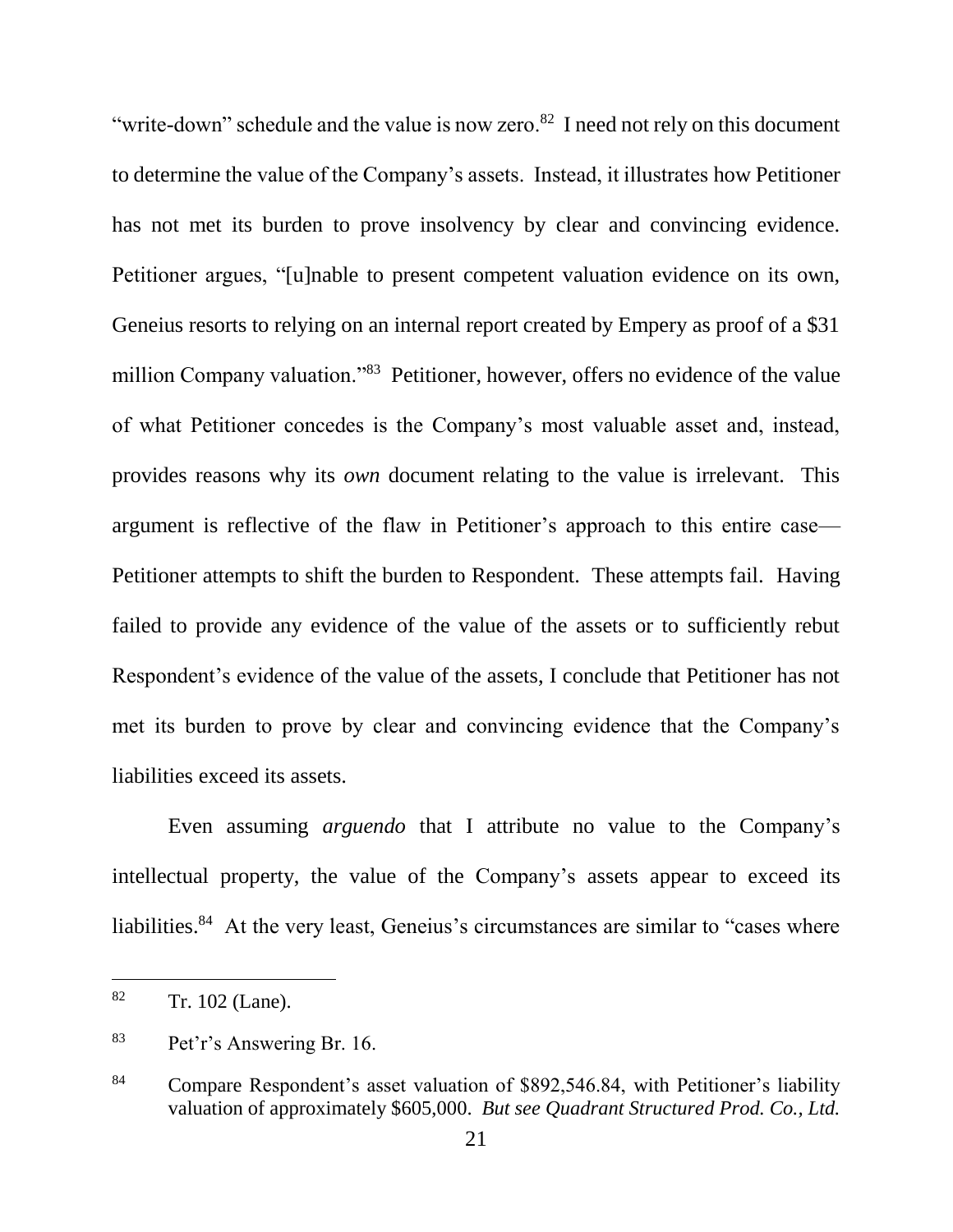"write-down" schedule and the value is now zero.[82] I need not rely on this document to determine the value of the Company's assets. Instead, it illustrates how Petitioner has not met its burden to prove insolvency by clear and convincing evidence. Petitioner argues, "[u]nable to present competent valuation evidence on its own, Geneius resorts to relying on an internal report created by Empery as proof of a $31 million Company valuation."[83] Petitioner, however, offers no evidence of the value of what Petitioner concedes is the Company's most valuable asset and, instead, provides reasons why its *own* document relating to the value is irrelevant. This argument is reflective of the flaw in Petitioner's approach to this entire case—Petitioner attempts to shift the burden to Respondent. These attempts fail. Having failed to provide any evidence of the value of the assets or to sufficiently rebut Respondent's evidence of the value of the assets, I conclude that Petitioner has not met its burden to prove by clear and convincing evidence that the Company's liabilities exceed its assets.

Even assuming *arguendo* that I attribute no value to the Company's intellectual property, the value of the Company's assets appear to exceed its liabilities.[84] At the very least, Geneius's circumstances are similar to "cases where

---

[82] Tr. 102 (Lane).

[83] Pet'r's Answering Br. 16.

[84] Compare Respondent's asset valuation of $892,546.84, with Petitioner's liability valuation of approximately $605,000. *But see Quadrant Structured Prod. Co., Ltd.*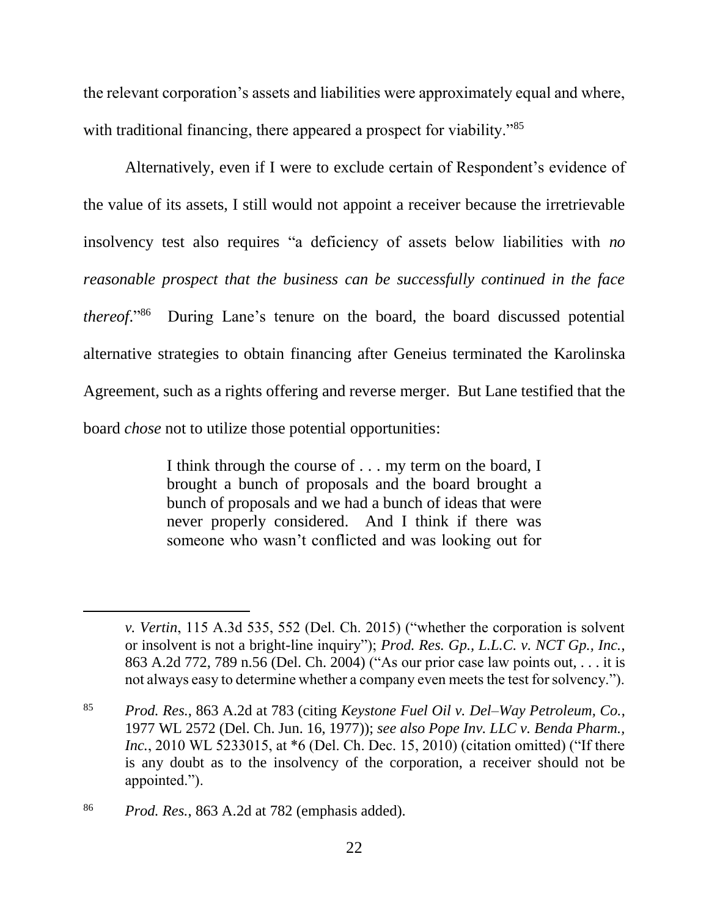the relevant corporation's assets and liabilities were approximately equal and where, with traditional financing, there appeared a prospect for viability."[85]

Alternatively, even if I were to exclude certain of Respondent's evidence of the value of its assets, I still would not appoint a receiver because the irretrievable insolvency test also requires "a deficiency of assets below liabilities with *no reasonable prospect that the business can be successfully continued in the face thereof*."[86] During Lane's tenure on the board, the board discussed potential alternative strategies to obtain financing after Geneius terminated the Karolinska Agreement, such as a rights offering and reverse merger. But Lane testified that the board *chose* not to utilize those potential opportunities:

> I think through the course of . . . my term on the board, I brought a bunch of proposals and the board brought a bunch of proposals and we had a bunch of ideas that were never properly considered. And I think if there was someone who wasn't conflicted and was looking out for

---

*v. Vertin*, 115 A.3d 535, 552 (Del. Ch. 2015) ("whether the corporation is solvent or insolvent is not a bright-line inquiry"); *Prod. Res. Gp., L.L.C. v. NCT Gp., Inc.*, 863 A.2d 772, 789 n.56 (Del. Ch. 2004) ("As our prior case law points out, . . . it is not always easy to determine whether a company even meets the test for solvency.").

[85] *Prod. Res.*, 863 A.2d at 783 (citing *Keystone Fuel Oil v. Del–Way Petroleum, Co.*, 1977 WL 2572 (Del. Ch. Jun. 16, 1977)); *see also Pope Inv. LLC v. Benda Pharm., Inc.*, 2010 WL 5233015, at *6 (Del. Ch. Dec. 15, 2010) (citation omitted) ("If there is any doubt as to the insolvency of the corporation, a receiver should not be appointed.").

[86] *Prod. Res.*, 863 A.2d at 782 (emphasis added).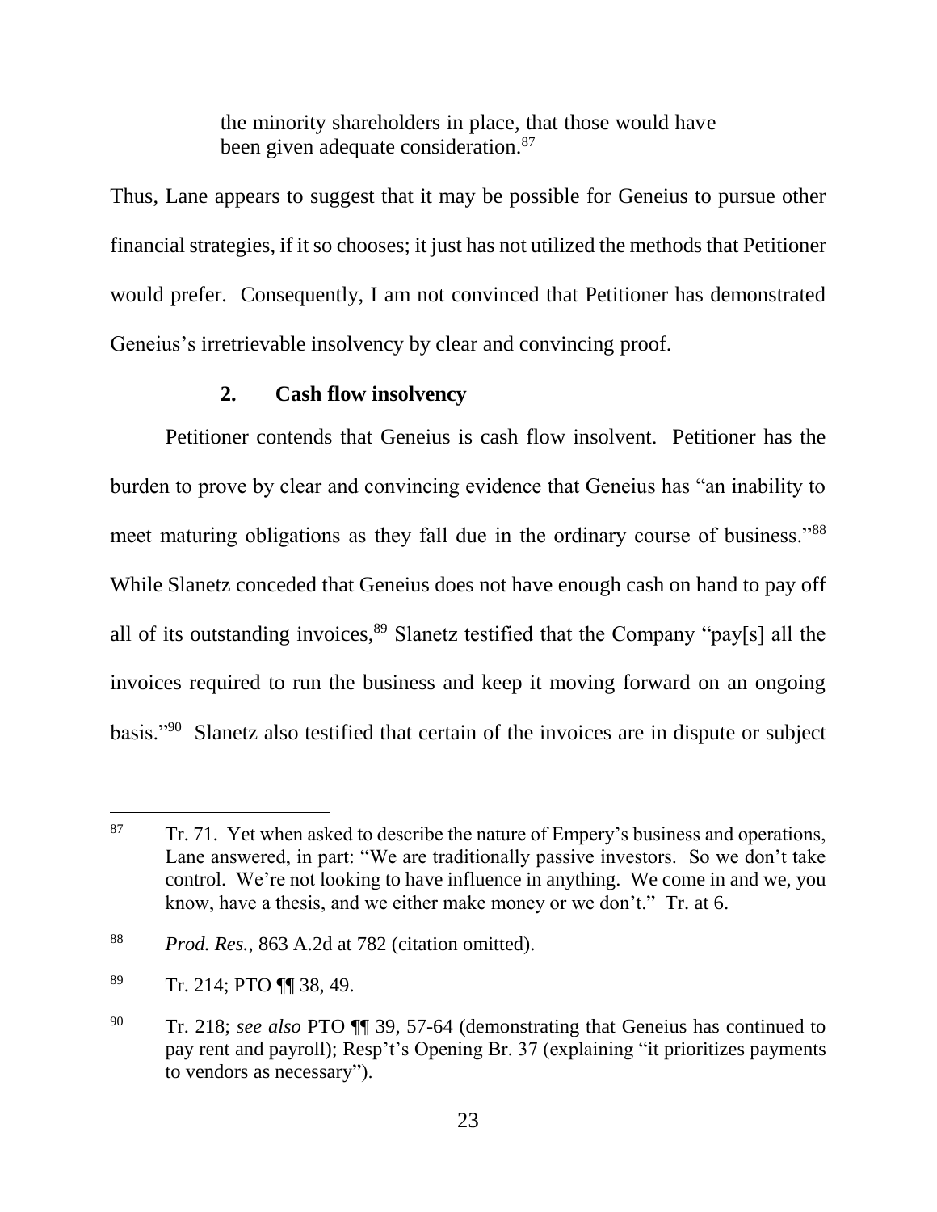> the minority shareholders in place, that those would have been given adequate consideration.[87]

Thus, Lane appears to suggest that it may be possible for Geneius to pursue other financial strategies, if it so chooses; it just has not utilized the methods that Petitioner would prefer. Consequently, I am not convinced that Petitioner has demonstrated Geneius's irretrievable insolvency by clear and convincing proof.

### 2. Cash flow insolvency

Petitioner contends that Geneius is cash flow insolvent. Petitioner has the burden to prove by clear and convincing evidence that Geneius has "an inability to meet maturing obligations as they fall due in the ordinary course of business."[88] While Slanetz conceded that Geneius does not have enough cash on hand to pay off all of its outstanding invoices,[89] Slanetz testified that the Company "pay[s] all the invoices required to run the business and keep it moving forward on an ongoing basis."[90] Slanetz also testified that certain of the invoices are in dispute or subject

---

[87] Tr. 71. Yet when asked to describe the nature of Empery's business and operations, Lane answered, in part: "We are traditionally passive investors. So we don't take control. We're not looking to have influence in anything. We come in and we, you know, have a thesis, and we either make money or we don't." Tr. at 6.

[88] *Prod. Res.*, 863 A.2d at 782 (citation omitted).

[89] Tr. 214; PTO ¶¶ 38, 49.

[90] Tr. 218; *see also* PTO ¶¶ 39, 57-64 (demonstrating that Geneius has continued to pay rent and payroll); Resp't's Opening Br. 37 (explaining "it prioritizes payments to vendors as necessary").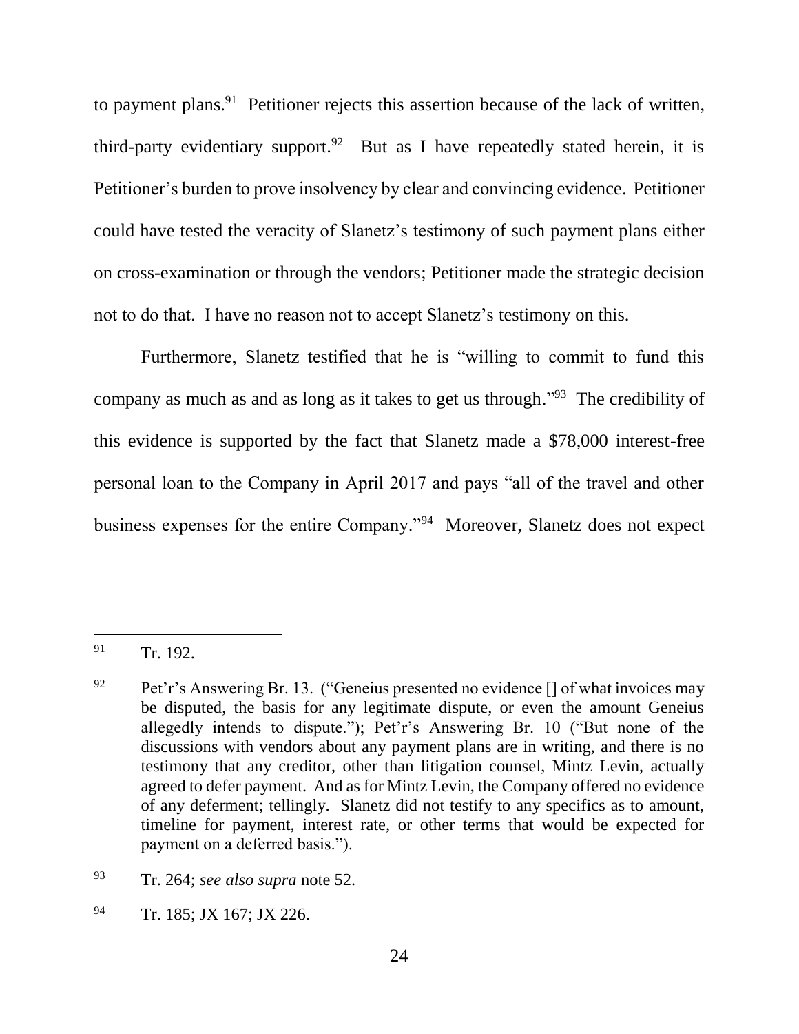to payment plans.[91] Petitioner rejects this assertion because of the lack of written, third-party evidentiary support.[92] But as I have repeatedly stated herein, it is Petitioner's burden to prove insolvency by clear and convincing evidence. Petitioner could have tested the veracity of Slanetz's testimony of such payment plans either on cross-examination or through the vendors; Petitioner made the strategic decision not to do that. I have no reason not to accept Slanetz's testimony on this.

Furthermore, Slanetz testified that he is "willing to commit to fund this company as much as and as long as it takes to get us through."[93] The credibility of this evidence is supported by the fact that Slanetz made a $78,000 interest-free personal loan to the Company in April 2017 and pays "all of the travel and other business expenses for the entire Company."[94] Moreover, Slanetz does not expect

---

[91] Tr. 192.

[92] Pet'r's Answering Br. 13. ("Geneius presented no evidence [] of what invoices may be disputed, the basis for any legitimate dispute, or even the amount Geneius allegedly intends to dispute."); Pet'r's Answering Br. 10 ("But none of the discussions with vendors about any payment plans are in writing, and there is no testimony that any creditor, other than litigation counsel, Mintz Levin, actually agreed to defer payment. And as for Mintz Levin, the Company offered no evidence of any deferment; tellingly. Slanetz did not testify to any specifics as to amount, timeline for payment, interest rate, or other terms that would be expected for payment on a deferred basis.").

[93] Tr. 264; *see also supra* note 52.

[94] Tr. 185; JX 167; JX 226.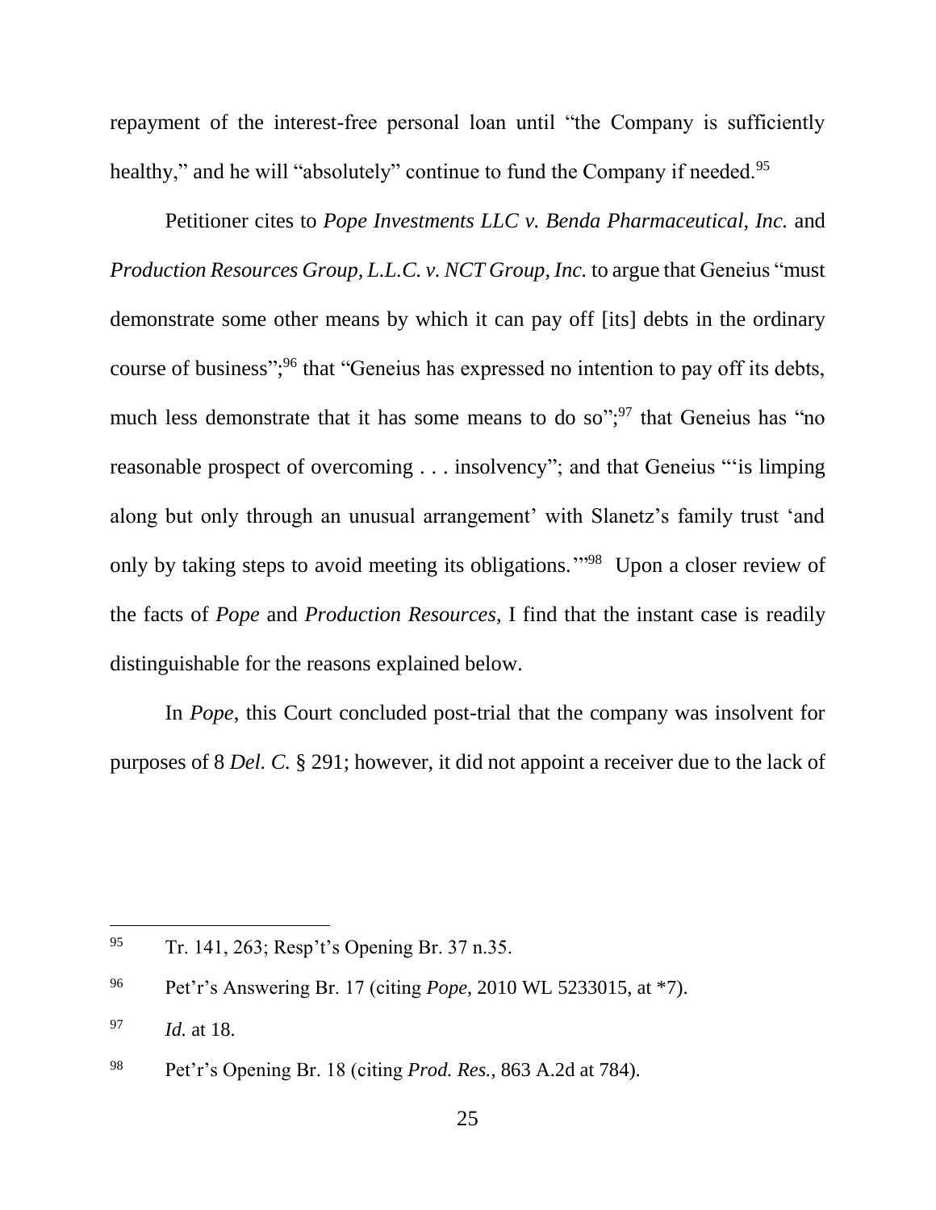repayment of the interest-free personal loan until "the Company is sufficiently healthy," and he will "absolutely" continue to fund the Company if needed.[95]

Petitioner cites to *Pope Investments LLC v. Benda Pharmaceutical, Inc.* and *Production Resources Group, L.L.C. v. NCT Group, Inc.* to argue that Geneius "must demonstrate some other means by which it can pay off [its] debts in the ordinary course of business";[96] that "Geneius has expressed no intention to pay off its debts, much less demonstrate that it has some means to do so";[97] that Geneius has "no reasonable prospect of overcoming . . . insolvency"; and that Geneius "'is limping along but only through an unusual arrangement' with Slanetz's family trust 'and only by taking steps to avoid meeting its obligations.'"[98] Upon a closer review of the facts of *Pope* and *Production Resources*, I find that the instant case is readily distinguishable for the reasons explained below.

In *Pope*, this Court concluded post-trial that the company was insolvent for purposes of 8 *Del. C.* § 291; however, it did not appoint a receiver due to the lack of

---

[95] Tr. 141, 263; Resp't's Opening Br. 37 n.35.

[96] Pet'r's Answering Br. 17 (citing *Pope*, 2010 WL 5233015, at *7).

[97] *Id.* at 18.

[98] Pet'r's Opening Br. 18 (citing *Prod. Res.*, 863 A.2d at 784).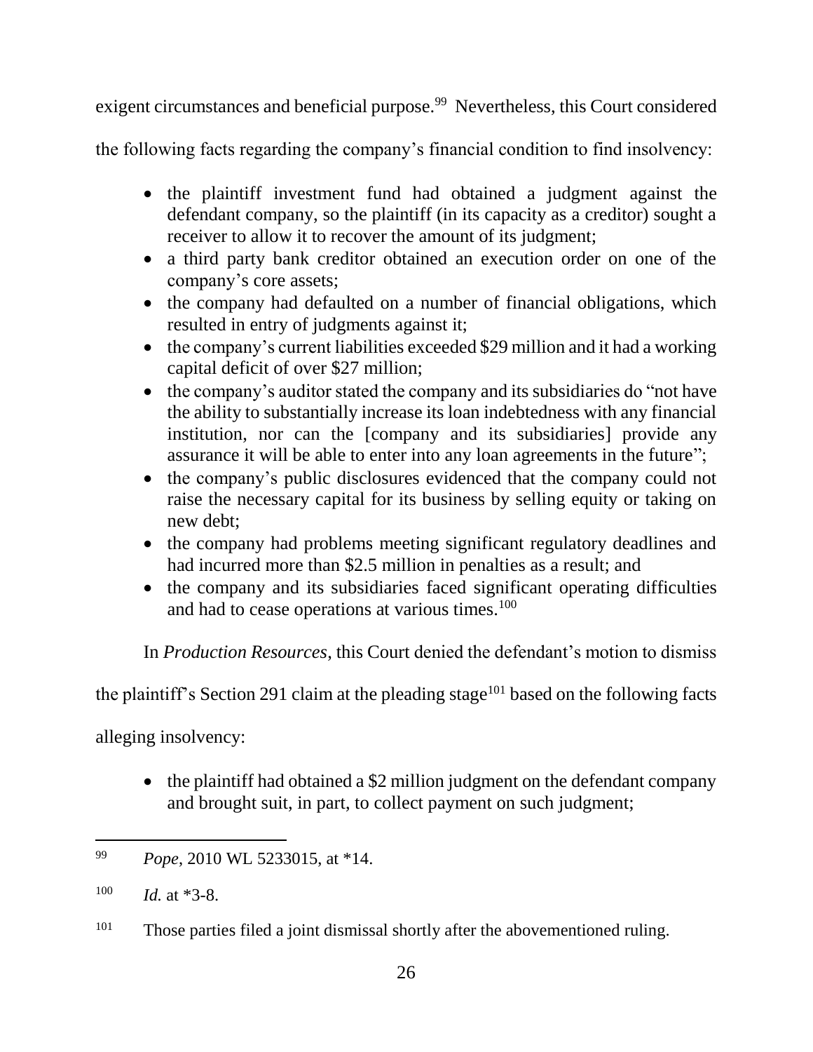exigent circumstances and beneficial purpose.[99] Nevertheless, this Court considered the following facts regarding the company's financial condition to find insolvency:

- the plaintiff investment fund had obtained a judgment against the defendant company, so the plaintiff (in its capacity as a creditor) sought a receiver to allow it to recover the amount of its judgment;
- a third party bank creditor obtained an execution order on one of the company's core assets;
- the company had defaulted on a number of financial obligations, which resulted in entry of judgments against it;
- the company's current liabilities exceeded $29 million and it had a working capital deficit of over $27 million;
- the company's auditor stated the company and its subsidiaries do "not have the ability to substantially increase its loan indebtedness with any financial institution, nor can the [company and its subsidiaries] provide any assurance it will be able to enter into any loan agreements in the future";
- the company's public disclosures evidenced that the company could not raise the necessary capital for its business by selling equity or taking on new debt;
- the company had problems meeting significant regulatory deadlines and had incurred more than $2.5 million in penalties as a result; and
- the company and its subsidiaries faced significant operating difficulties and had to cease operations at various times.[100]

In *Production Resources*, this Court denied the defendant's motion to dismiss the plaintiff's Section 291 claim at the pleading stage[101] based on the following facts alleging insolvency:

- the plaintiff had obtained a $2 million judgment on the defendant company and brought suit, in part, to collect payment on such judgment;

---

[99] *Pope*, 2010 WL 5233015, at *14.

[100] *Id.* at *3-8.

[101] Those parties filed a joint dismissal shortly after the abovementioned ruling.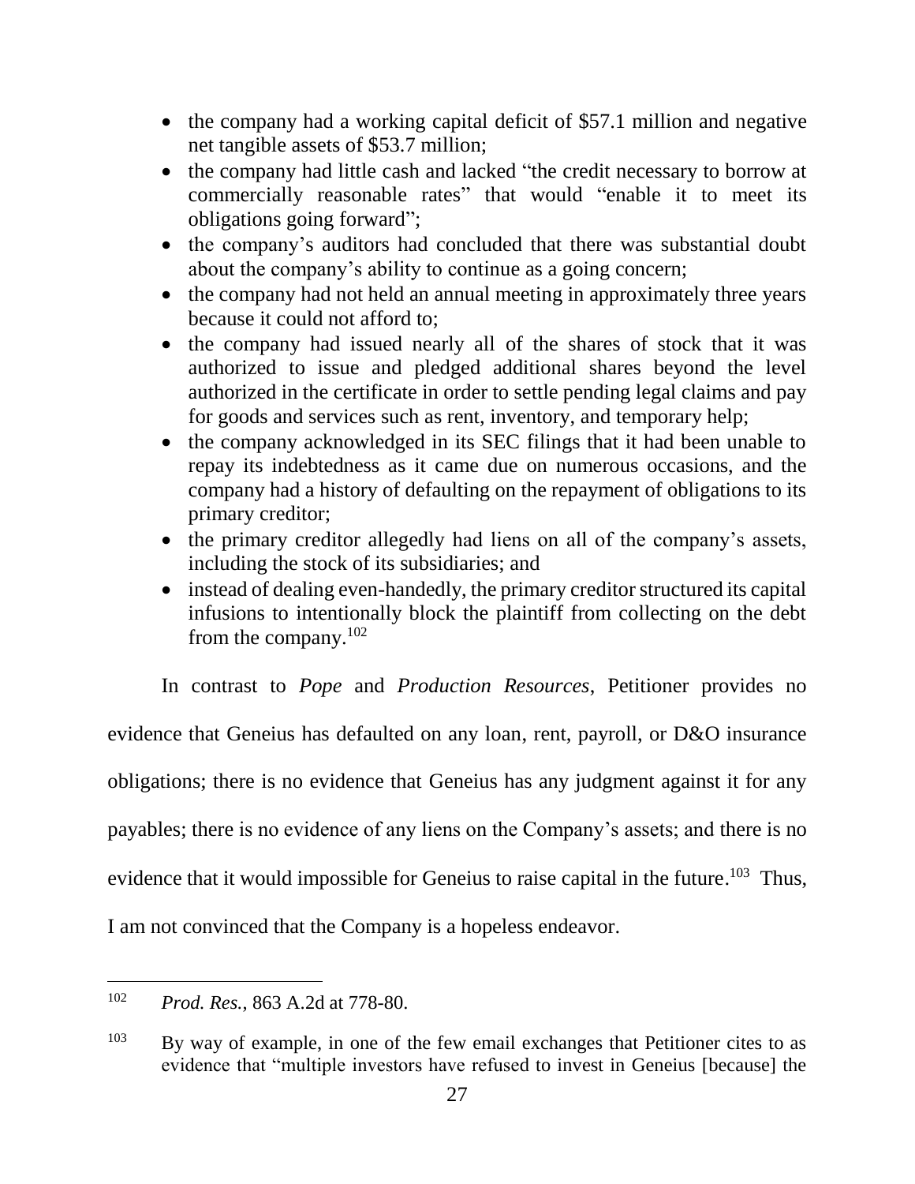- the company had a working capital deficit of $57.1 million and negative net tangible assets of $53.7 million;
- the company had little cash and lacked "the credit necessary to borrow at commercially reasonable rates" that would "enable it to meet its obligations going forward";
- the company's auditors had concluded that there was substantial doubt about the company's ability to continue as a going concern;
- the company had not held an annual meeting in approximately three years because it could not afford to;
- the company had issued nearly all of the shares of stock that it was authorized to issue and pledged additional shares beyond the level authorized in the certificate in order to settle pending legal claims and pay for goods and services such as rent, inventory, and temporary help;
- the company acknowledged in its SEC filings that it had been unable to repay its indebtedness as it came due on numerous occasions, and the company had a history of defaulting on the repayment of obligations to its primary creditor;
- the primary creditor allegedly had liens on all of the company's assets, including the stock of its subsidiaries; and
- instead of dealing even-handedly, the primary creditor structured its capital infusions to intentionally block the plaintiff from collecting on the debt from the company.[102]

In contrast to *Pope* and *Production Resources*, Petitioner provides no evidence that Geneius has defaulted on any loan, rent, payroll, or D&O insurance obligations; there is no evidence that Geneius has any judgment against it for any payables; there is no evidence of any liens on the Company's assets; and there is no evidence that it would impossible for Geneius to raise capital in the future.[103] Thus, I am not convinced that the Company is a hopeless endeavor.

---

[102] *Prod. Res.*, 863 A.2d at 778-80.

[103] By way of example, in one of the few email exchanges that Petitioner cites to as evidence that "multiple investors have refused to invest in Geneius [because] the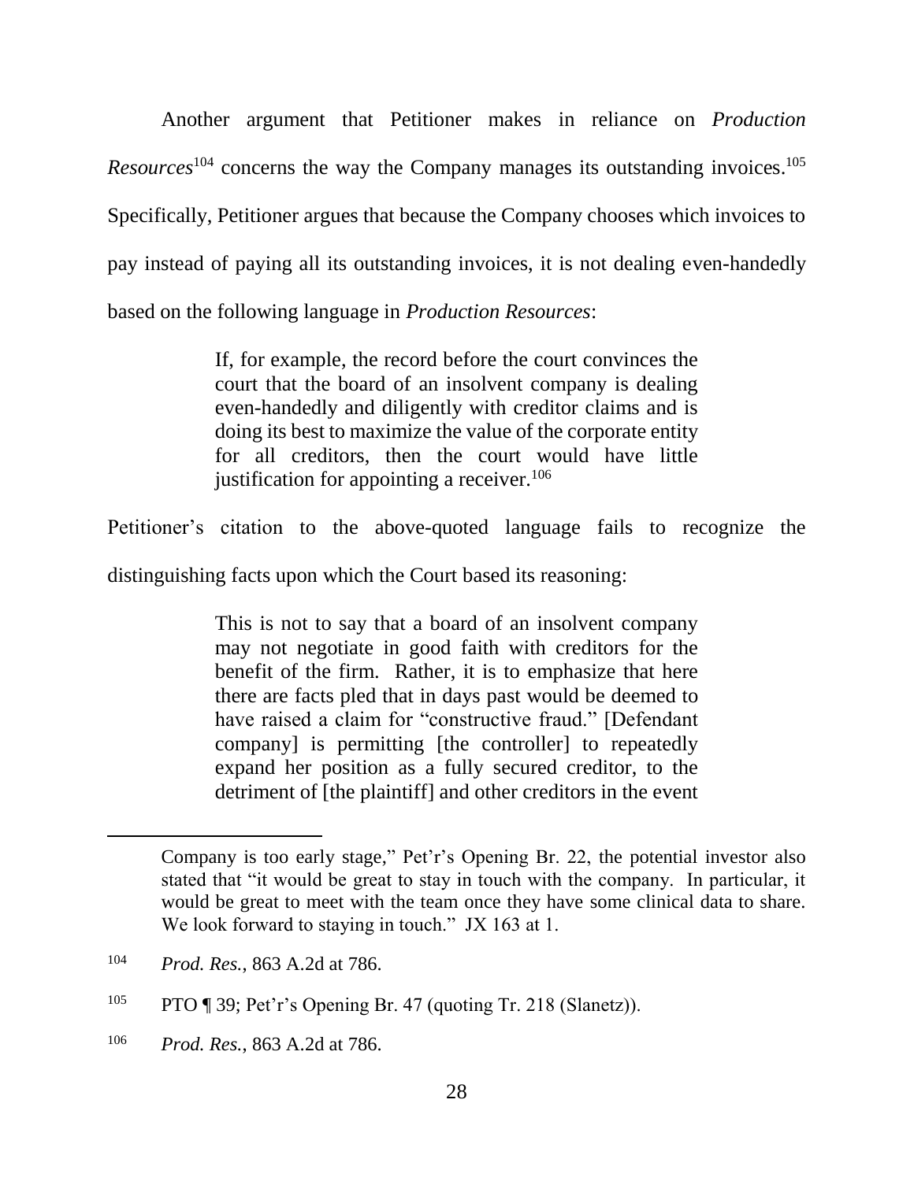Another argument that Petitioner makes in reliance on *Production Resources*[104] concerns the way the Company manages its outstanding invoices.[105] Specifically, Petitioner argues that because the Company chooses which invoices to pay instead of paying all its outstanding invoices, it is not dealing even-handedly based on the following language in *Production Resources*:

> If, for example, the record before the court convinces the court that the board of an insolvent company is dealing even-handedly and diligently with creditor claims and is doing its best to maximize the value of the corporate entity for all creditors, then the court would have little justification for appointing a receiver.[106]

Petitioner's citation to the above-quoted language fails to recognize the distinguishing facts upon which the Court based its reasoning:

> This is not to say that a board of an insolvent company may not negotiate in good faith with creditors for the benefit of the firm. Rather, it is to emphasize that here there are facts pled that in days past would be deemed to have raised a claim for "constructive fraud." [Defendant company] is permitting [the controller] to repeatedly expand her position as a fully secured creditor, to the detriment of [the plaintiff] and other creditors in the event

---

Company is too early stage," Pet'r's Opening Br. 22, the potential investor also stated that "it would be great to stay in touch with the company. In particular, it would be great to meet with the team once they have some clinical data to share. We look forward to staying in touch." JX 163 at 1.

[104] *Prod. Res.*, 863 A.2d at 786.

[105] PTO ¶ 39; Pet'r's Opening Br. 47 (quoting Tr. 218 (Slanetz)).

[106] *Prod. Res.*, 863 A.2d at 786.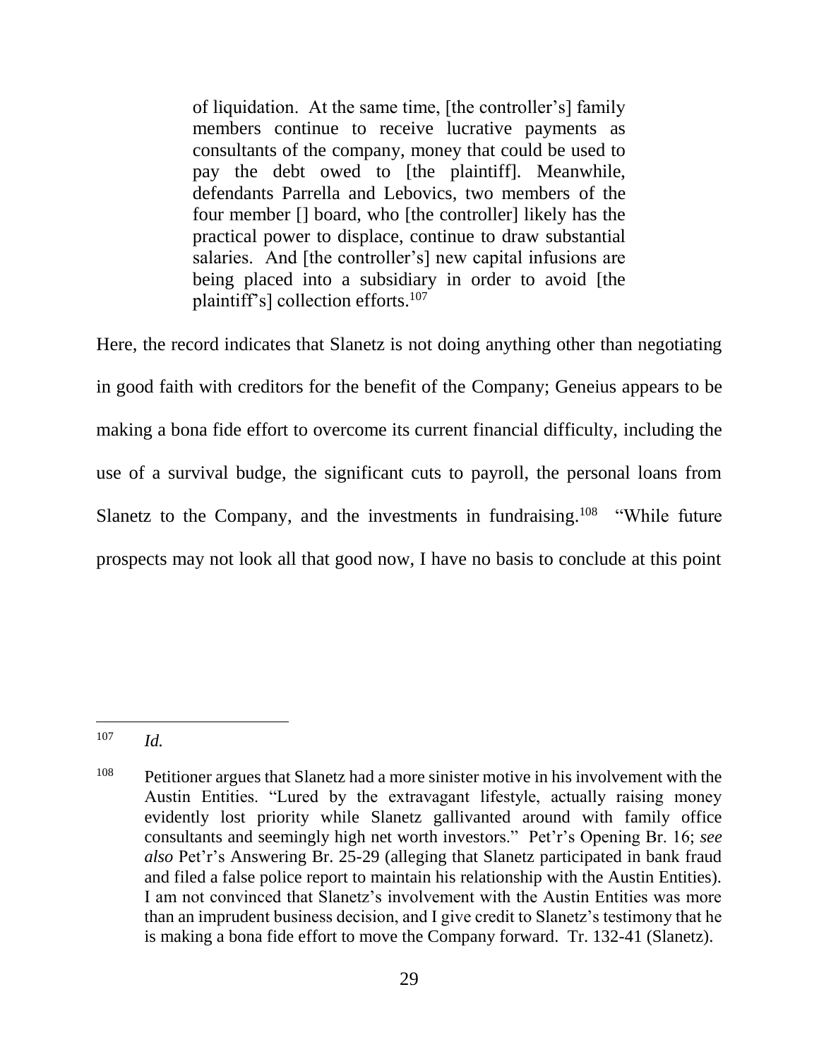> of liquidation. At the same time, [the controller's] family members continue to receive lucrative payments as consultants of the company, money that could be used to pay the debt owed to [the plaintiff]. Meanwhile, defendants Parrella and Lebovics, two members of the four member [] board, who [the controller] likely has the practical power to displace, continue to draw substantial salaries. And [the controller's] new capital infusions are being placed into a subsidiary in order to avoid [the plaintiff's] collection efforts.[107]

Here, the record indicates that Slanetz is not doing anything other than negotiating in good faith with creditors for the benefit of the Company; Geneius appears to be making a bona fide effort to overcome its current financial difficulty, including the use of a survival budge, the significant cuts to payroll, the personal loans from Slanetz to the Company, and the investments in fundraising.[108] "While future prospects may not look all that good now, I have no basis to conclude at this point

---

[107] *Id.*

[108] Petitioner argues that Slanetz had a more sinister motive in his involvement with the Austin Entities. "Lured by the extravagant lifestyle, actually raising money evidently lost priority while Slanetz gallivanted around with family office consultants and seemingly high net worth investors." Pet'r's Opening Br. 16; *see also* Pet'r's Answering Br. 25-29 (alleging that Slanetz participated in bank fraud and filed a false police report to maintain his relationship with the Austin Entities). I am not convinced that Slanetz's involvement with the Austin Entities was more than an imprudent business decision, and I give credit to Slanetz's testimony that he is making a bona fide effort to move the Company forward. Tr. 132-41 (Slanetz).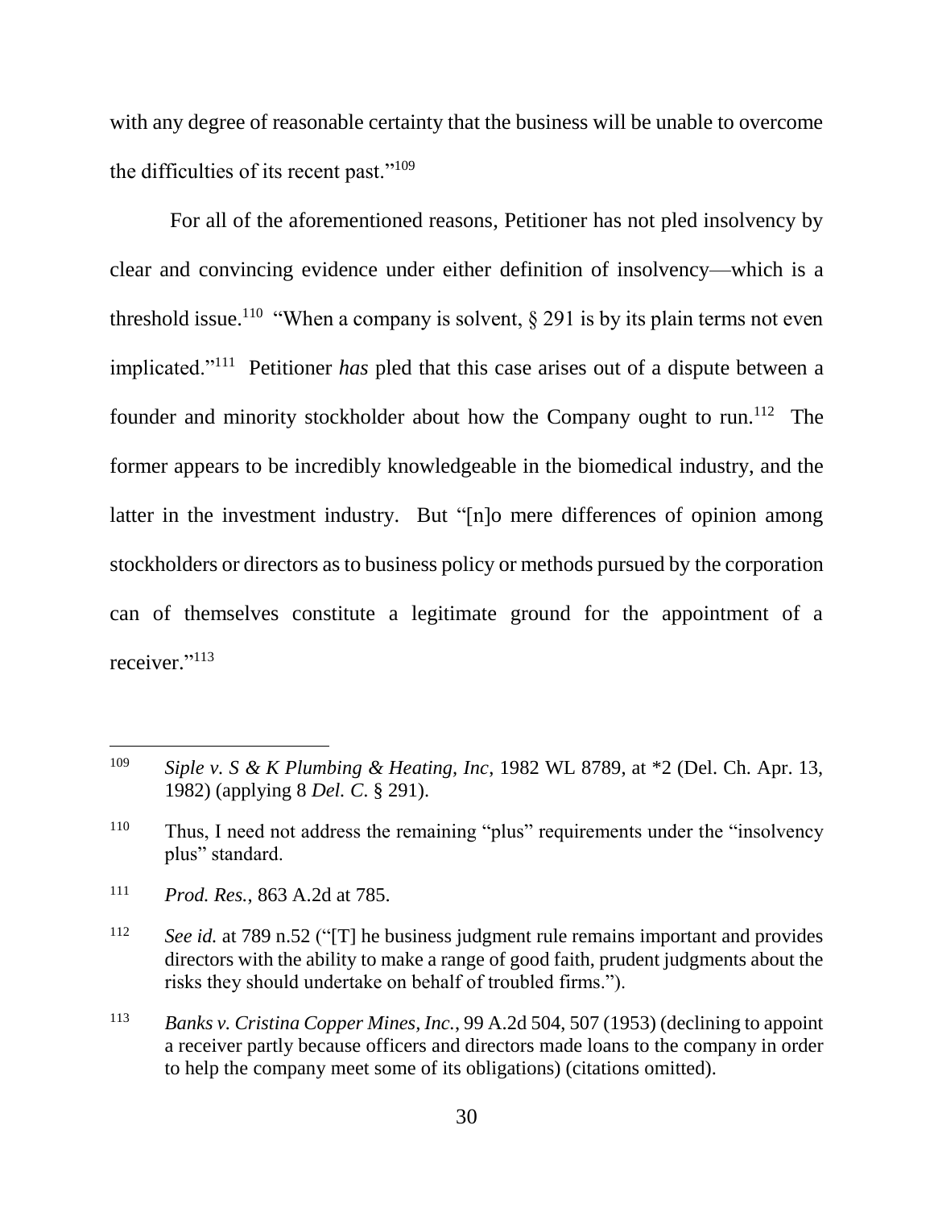with any degree of reasonable certainty that the business will be unable to overcome the difficulties of its recent past."[109]

For all of the aforementioned reasons, Petitioner has not pled insolvency by clear and convincing evidence under either definition of insolvency—which is a threshold issue.[110] "When a company is solvent, § 291 is by its plain terms not even implicated."[111] Petitioner *has* pled that this case arises out of a dispute between a founder and minority stockholder about how the Company ought to run.[112] The former appears to be incredibly knowledgeable in the biomedical industry, and the latter in the investment industry. But "[n]o mere differences of opinion among stockholders or directors as to business policy or methods pursued by the corporation can of themselves constitute a legitimate ground for the appointment of a receiver."[113]

---

[109] *Siple v. S & K Plumbing & Heating, Inc*, 1982 WL 8789, at *2 (Del. Ch. Apr. 13, 1982) (applying 8 *Del. C.* § 291).

[110] Thus, I need not address the remaining "plus" requirements under the "insolvency plus" standard.

[111] *Prod. Res.*, 863 A.2d at 785.

[112] *See id.* at 789 n.52 ("[T] he business judgment rule remains important and provides directors with the ability to make a range of good faith, prudent judgments about the risks they should undertake on behalf of troubled firms.").

[113] *Banks v. Cristina Copper Mines, Inc.*, 99 A.2d 504, 507 (1953) (declining to appoint a receiver partly because officers and directors made loans to the company in order to help the company meet some of its obligations) (citations omitted).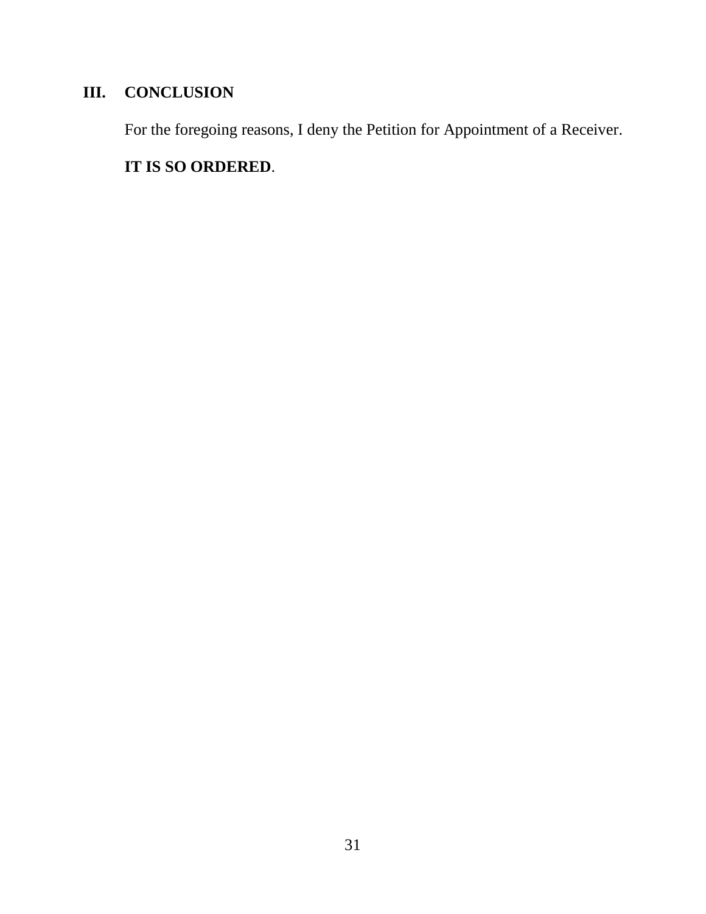## III. CONCLUSION

For the foregoing reasons, I deny the Petition for Appointment of a Receiver.

**IT IS SO ORDERED**.